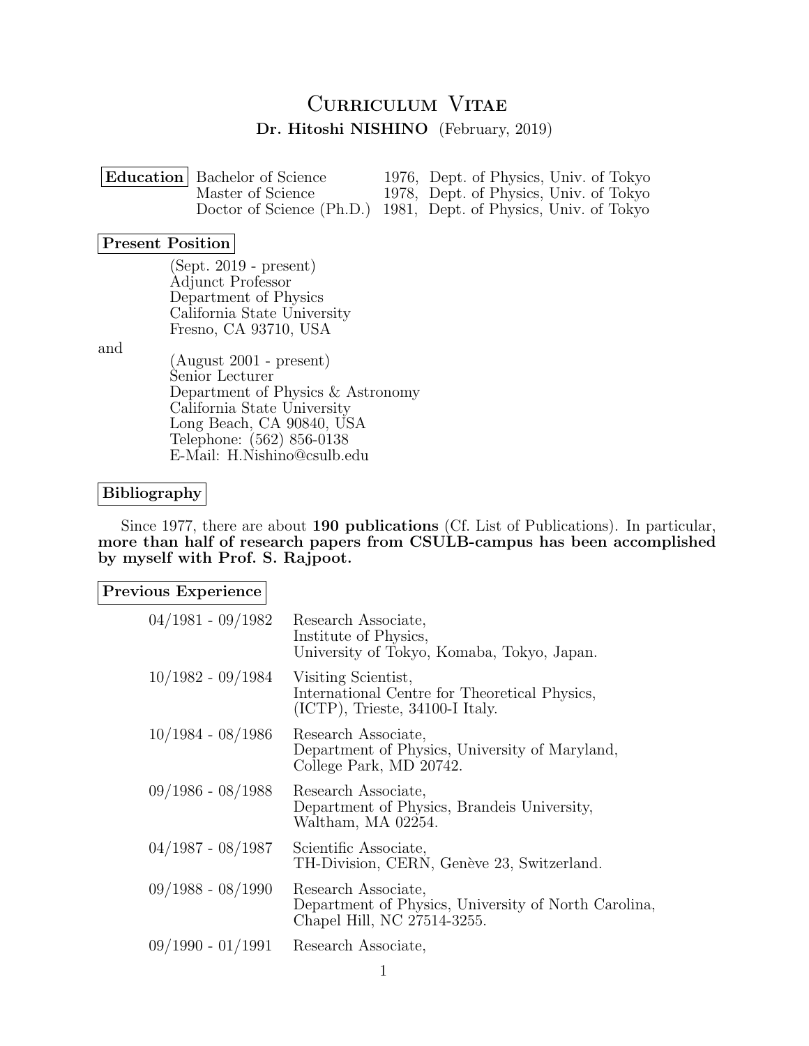# Curriculum Vitae

**Dr. Hitoshi NISHINO** (February, 2019)

## Education

| | | |
|---|---|---|
| Bachelor of Science | 1976, | Dept. of Physics, Univ. of Tokyo |
| Master of Science | 1978, | Dept. of Physics, Univ. of Tokyo |
| Doctor of Science (Ph.D.) | 1981, | Dept. of Physics, Univ. of Tokyo |

## Present Position

(Sept. 2019 - present)
Adjunct Professor
Department of Physics
California State University
Fresno, CA 93710, USA

and

(August 2001 - present)
Senior Lecturer
Department of Physics & Astronomy
California State University
Long Beach, CA 90840, USA
Telephone: (562) 856-0138
E-Mail: H.Nishino@csulb.edu

## Bibliography

Since 1977, there are about **190 publications** (Cf. List of Publications). In particular, **more than half of research papers from CSULB-campus has been accomplished by myself with Prof. S. Rajpoot.**

## Previous Experience

| | |
|---|---|
| 04/1981 - 09/1982 | Research Associate, Institute of Physics, University of Tokyo, Komaba, Tokyo, Japan. |
| 10/1982 - 09/1984 | Visiting Scientist, International Centre for Theoretical Physics, (ICTP), Trieste, 34100-I Italy. |
| 10/1984 - 08/1986 | Research Associate, Department of Physics, University of Maryland, College Park, MD 20742. |
| 09/1986 - 08/1988 | Research Associate, Department of Physics, Brandeis University, Waltham, MA 02254. |
| 04/1987 - 08/1987 | Scientific Associate, TH-Division, CERN, Genève 23, Switzerland. |
| 09/1988 - 08/1990 | Research Associate, Department of Physics, University of North Carolina, Chapel Hill, NC 27514-3255. |
| 09/1990 - 01/1991 | Research Associate, |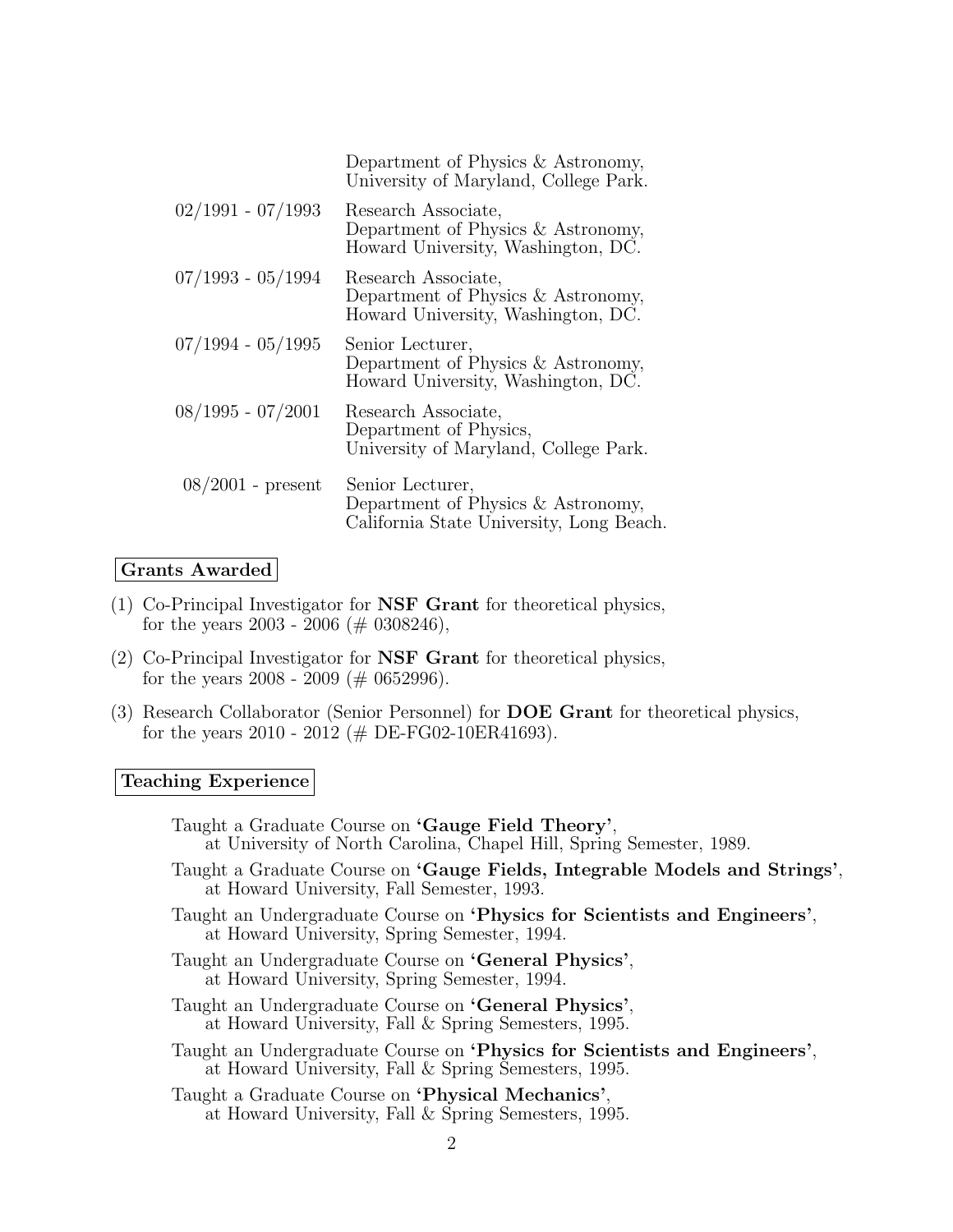| | |
|---|---|
| | Department of Physics & Astronomy, University of Maryland, College Park. |
| 02/1991 - 07/1993 | Research Associate, Department of Physics & Astronomy, Howard University, Washington, DC. |
| 07/1993 - 05/1994 | Research Associate, Department of Physics & Astronomy, Howard University, Washington, DC. |
| 07/1994 - 05/1995 | Senior Lecturer, Department of Physics & Astronomy, Howard University, Washington, DC. |
| 08/1995 - 07/2001 | Research Associate, Department of Physics, University of Maryland, College Park. |
| 08/2001 - present | Senior Lecturer, Department of Physics & Astronomy, California State University, Long Beach. |

## Grants Awarded

(1) Co-Principal Investigator for **NSF Grant** for theoretical physics, for the years 2003 - 2006 (# 0308246),

(2) Co-Principal Investigator for **NSF Grant** for theoretical physics, for the years 2008 - 2009 (# 0652996).

(3) Research Collaborator (Senior Personnel) for **DOE Grant** for theoretical physics, for the years 2010 - 2012 (# DE-FG02-10ER41693).

## Teaching Experience

Taught a Graduate Course on **'Gauge Field Theory'**, at University of North Carolina, Chapel Hill, Spring Semester, 1989.

Taught a Graduate Course on **'Gauge Fields, Integrable Models and Strings'**, at Howard University, Fall Semester, 1993.

Taught an Undergraduate Course on **'Physics for Scientists and Engineers'**, at Howard University, Spring Semester, 1994.

Taught an Undergraduate Course on **'General Physics'**, at Howard University, Spring Semester, 1994.

Taught an Undergraduate Course on **'General Physics'**, at Howard University, Fall & Spring Semesters, 1995.

Taught an Undergraduate Course on **'Physics for Scientists and Engineers'**, at Howard University, Fall & Spring Semesters, 1995.

Taught a Graduate Course on **'Physical Mechanics'**, at Howard University, Fall & Spring Semesters, 1995.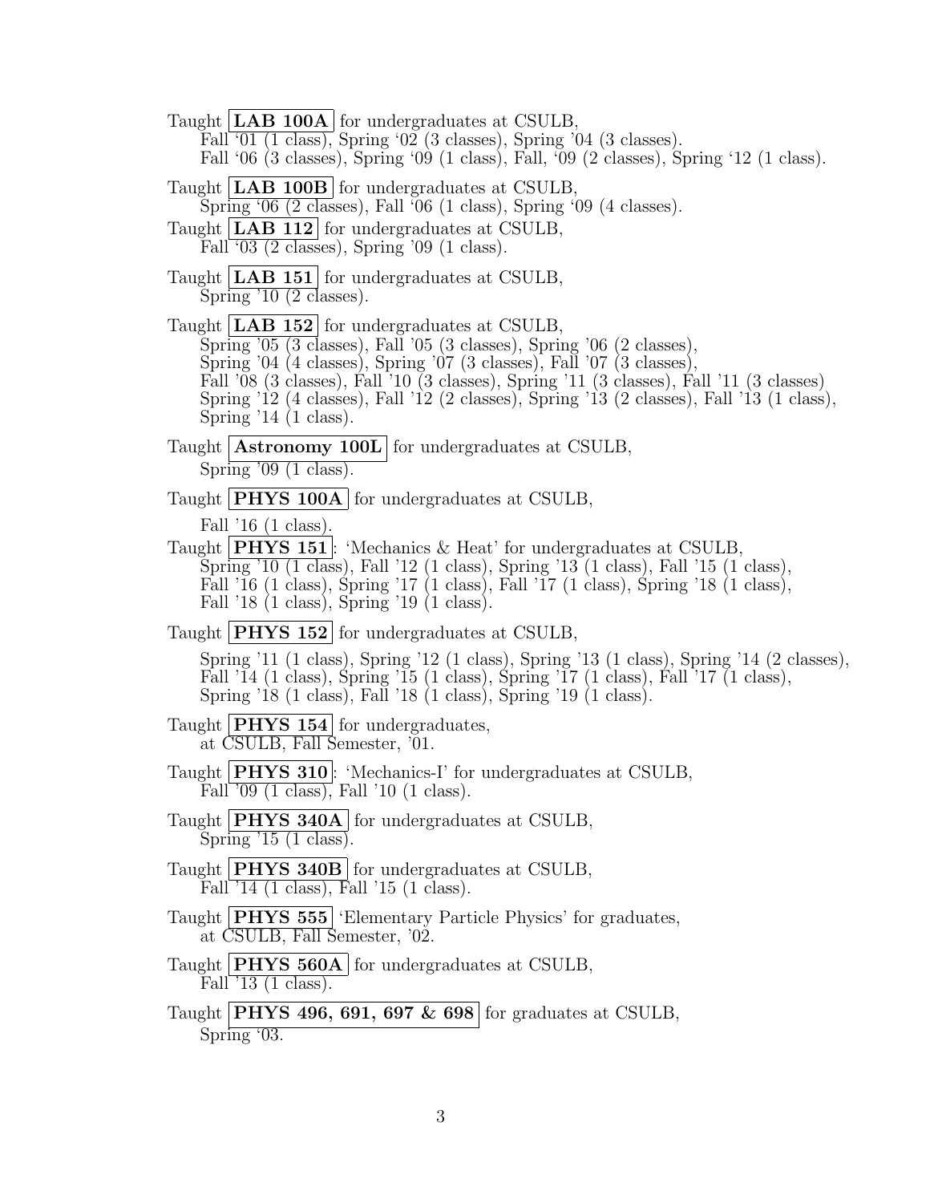Taught **LAB 100A** for undergraduates at CSULB,
Fall '01 (1 class), Spring '02 (3 classes), Spring '04 (3 classes).
Fall '06 (3 classes), Spring '09 (1 class), Fall, '09 (2 classes), Spring '12 (1 class).

Taught **LAB 100B** for undergraduates at CSULB,
Spring '06 (2 classes), Fall '06 (1 class), Spring '09 (4 classes).

Taught **LAB 112** for undergraduates at CSULB,
Fall '03 (2 classes), Spring '09 (1 class).

Taught **LAB 151** for undergraduates at CSULB,
Spring '10 (2 classes).

Taught **LAB 152** for undergraduates at CSULB,
Spring '05 (3 classes), Fall '05 (3 classes), Spring '06 (2 classes),
Spring '04 (4 classes), Spring '07 (3 classes), Fall '07 (3 classes),
Fall '08 (3 classes), Fall '10 (3 classes), Spring '11 (3 classes), Fall '11 (3 classes)
Spring '12 (4 classes), Fall '12 (2 classes), Spring '13 (2 classes), Fall '13 (1 class),
Spring '14 (1 class).

Taught **Astronomy 100L** for undergraduates at CSULB,
Spring '09 (1 class).

Taught **PHYS 100A** for undergraduates at CSULB,

Fall '16 (1 class).

Taught **PHYS 151**: 'Mechanics & Heat' for undergraduates at CSULB,
Spring '10 (1 class), Fall '12 (1 class), Spring '13 (1 class), Fall '15 (1 class),
Fall '16 (1 class), Spring '17 (1 class), Fall '17 (1 class), Spring '18 (1 class),
Fall '18 (1 class), Spring '19 (1 class).

Taught **PHYS 152** for undergraduates at CSULB,

Spring '11 (1 class), Spring '12 (1 class), Spring '13 (1 class), Spring '14 (2 classes),
Fall '14 (1 class), Spring '15 (1 class), Spring '17 (1 class), Fall '17 (1 class),
Spring '18 (1 class), Fall '18 (1 class), Spring '19 (1 class).

Taught **PHYS 154** for undergraduates,
at CSULB, Fall Semester, '01.

Taught **PHYS 310**: 'Mechanics-I' for undergraduates at CSULB,
Fall '09 (1 class), Fall '10 (1 class).

Taught **PHYS 340A** for undergraduates at CSULB,
Spring '15 (1 class).

Taught **PHYS 340B** for undergraduates at CSULB,
Fall '14 (1 class), Fall '15 (1 class).

Taught **PHYS 555** 'Elementary Particle Physics' for graduates,
at CSULB, Fall Semester, '02.

Taught **PHYS 560A** for undergraduates at CSULB,
Fall '13 (1 class).

Taught **PHYS 496, 691, 697 & 698** for graduates at CSULB,
Spring '03.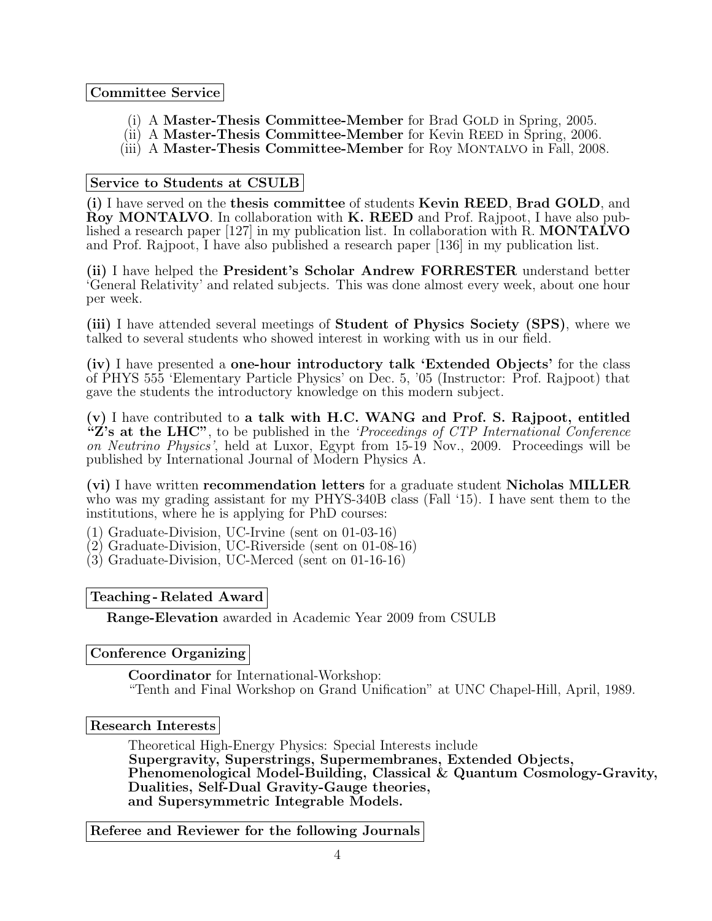## Committee Service

(i) A **Master-Thesis Committee-Member** for Brad GOLD in Spring, 2005.
(ii) A **Master-Thesis Committee-Member** for Kevin REED in Spring, 2006.
(iii) A **Master-Thesis Committee-Member** for Roy MONTALVO in Fall, 2008.

## Service to Students at CSULB

**(i)** I have served on the **thesis committee** of students **Kevin REED**, **Brad GOLD**, and **Roy MONTALVO**. In collaboration with **K. REED** and Prof. Rajpoot, I have also published a research paper [127] in my publication list. In collaboration with R. **MONTALVO** and Prof. Rajpoot, I have also published a research paper [136] in my publication list.

**(ii)** I have helped the **President's Scholar Andrew FORRESTER** understand better 'General Relativity' and related subjects. This was done almost every week, about one hour per week.

**(iii)** I have attended several meetings of **Student of Physics Society (SPS)**, where we talked to several students who showed interest in working with us in our field.

**(iv)** I have presented a **one-hour introductory talk 'Extended Objects'** for the class of PHYS 555 'Elementary Particle Physics' on Dec. 5, '05 (Instructor: Prof. Rajpoot) that gave the students the introductory knowledge on this modern subject.

**(v)** I have contributed to **a talk with H.C. WANG and Prof. S. Rajpoot, entitled "Z's at the LHC"**, to be published in the *'Proceedings of CTP International Conference on Neutrino Physics'*, held at Luxor, Egypt from 15-19 Nov., 2009. Proceedings will be published by International Journal of Modern Physics A.

**(vi)** I have written **recommendation letters** for a graduate student **Nicholas MILLER** who was my grading assistant for my PHYS-340B class (Fall '15). I have sent them to the institutions, where he is applying for PhD courses:
(1) Graduate-Division, UC-Irvine (sent on 01-03-16)
(2) Graduate-Division, UC-Riverside (sent on 01-08-16)
(3) Graduate-Division, UC-Merced (sent on 01-16-16)

## Teaching - Related Award

**Range-Elevation** awarded in Academic Year 2009 from CSULB

## Conference Organizing

**Coordinator** for International-Workshop:
"Tenth and Final Workshop on Grand Unification" at UNC Chapel-Hill, April, 1989.

## Research Interests

Theoretical High-Energy Physics: Special Interests include
**Supergravity, Superstrings, Supermembranes, Extended Objects, Phenomenological Model-Building, Classical & Quantum Cosmology-Gravity, Dualities, Self-Dual Gravity-Gauge theories, and Supersymmetric Integrable Models.**

## Referee and Reviewer for the following Journals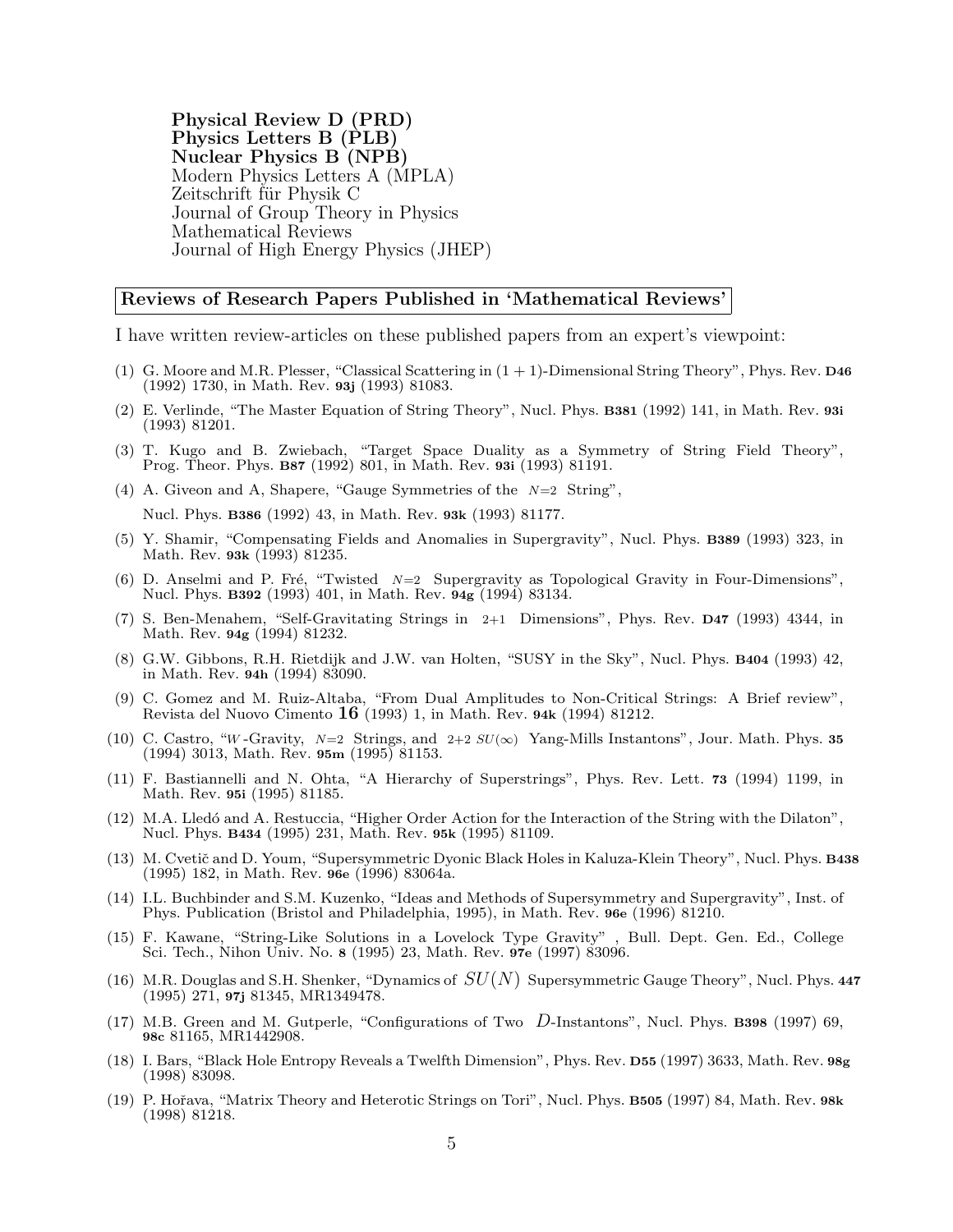**Physical Review D (PRD)**
**Physics Letters B (PLB)**
**Nuclear Physics B (NPB)**
Modern Physics Letters A (MPLA)
Zeitschrift für Physik C
Journal of Group Theory in Physics
Mathematical Reviews
Journal of High Energy Physics (JHEP)

## Reviews of Research Papers Published in 'Mathematical Reviews'

I have written review-articles on these published papers from an expert's viewpoint:

(1) G. Moore and M.R. Plesser, "Classical Scattering in $(1+1)$-Dimensional String Theory", Phys. Rev. **D46** (1992) 1730, in Math. Rev. **93j** (1993) 81083.

(2) E. Verlinde, "The Master Equation of String Theory", Nucl. Phys. **B381** (1992) 141, in Math. Rev. **93i** (1993) 81201.

(3) T. Kugo and B. Zwiebach, "Target Space Duality as a Symmetry of String Field Theory", Prog. Theor. Phys. **B87** (1992) 801, in Math. Rev. **93i** (1993) 81191.

(4) A. Giveon and A, Shapere, "Gauge Symmetries of the $N=2$ String", Nucl. Phys. **B386** (1992) 43, in Math. Rev. **93k** (1993) 81177.

(5) Y. Shamir, "Compensating Fields and Anomalies in Supergravity", Nucl. Phys. **B389** (1993) 323, in Math. Rev. **93k** (1993) 81235.

(6) D. Anselmi and P. Fré, "Twisted $N=2$ Supergravity as Topological Gravity in Four-Dimensions", Nucl. Phys. **B392** (1993) 401, in Math. Rev. **94g** (1994) 83134.

(7) S. Ben-Menahem, "Self-Gravitating Strings in $2+1$ Dimensions", Phys. Rev. **D47** (1993) 4344, in Math. Rev. **94g** (1994) 81232.

(8) G.W. Gibbons, R.H. Rietdijk and J.W. van Holten, "SUSY in the Sky", Nucl. Phys. **B404** (1993) 42, in Math. Rev. **94h** (1994) 83090.

(9) C. Gomez and M. Ruiz-Altaba, "From Dual Amplitudes to Non-Critical Strings: A Brief review", Revista del Nuovo Cimento **16** (1993) 1, in Math. Rev. **94k** (1994) 81212.

(10) C. Castro, "$W$-Gravity, $N=2$ Strings, and $2+2$ $SU(\infty)$ Yang-Mills Instantons", Jour. Math. Phys. **35** (1994) 3013, Math. Rev. **95m** (1995) 81153.

(11) F. Bastiannelli and N. Ohta, "A Hierarchy of Superstrings", Phys. Rev. Lett. **73** (1994) 1199, in Math. Rev. **95i** (1995) 81185.

(12) M.A. Lledó and A. Restuccia, "Higher Order Action for the Interaction of the String with the Dilaton", Nucl. Phys. **B434** (1995) 231, Math. Rev. **95k** (1995) 81109.

(13) M. Cvetič and D. Youm, "Supersymmetric Dyonic Black Holes in Kaluza-Klein Theory", Nucl. Phys. **B438** (1995) 182, in Math. Rev. **96e** (1996) 83064a.

(14) I.L. Buchbinder and S.M. Kuzenko, "Ideas and Methods of Supersymmetry and Supergravity", Inst. of Phys. Publication (Bristol and Philadelphia, 1995), in Math. Rev. **96e** (1996) 81210.

(15) F. Kawane, "String-Like Solutions in a Lovelock Type Gravity" , Bull. Dept. Gen. Ed., College Sci. Tech., Nihon Univ. No. **8** (1995) 23, Math. Rev. **97e** (1997) 83096.

(16) M.R. Douglas and S.H. Shenker, "Dynamics of $SU(N)$ Supersymmetric Gauge Theory", Nucl. Phys. **447** (1995) 271, **97j** 81345, MR1349478.

(17) M.B. Green and M. Gutperle, "Configurations of Two $D$-Instantons", Nucl. Phys. **B398** (1997) 69, **98c** 81165, MR1442908.

(18) I. Bars, "Black Hole Entropy Reveals a Twelfth Dimension", Phys. Rev. **D55** (1997) 3633, Math. Rev. **98g** (1998) 83098.

(19) P. Hořava, "Matrix Theory and Heterotic Strings on Tori", Nucl. Phys. **B505** (1997) 84, Math. Rev. **98k** (1998) 81218.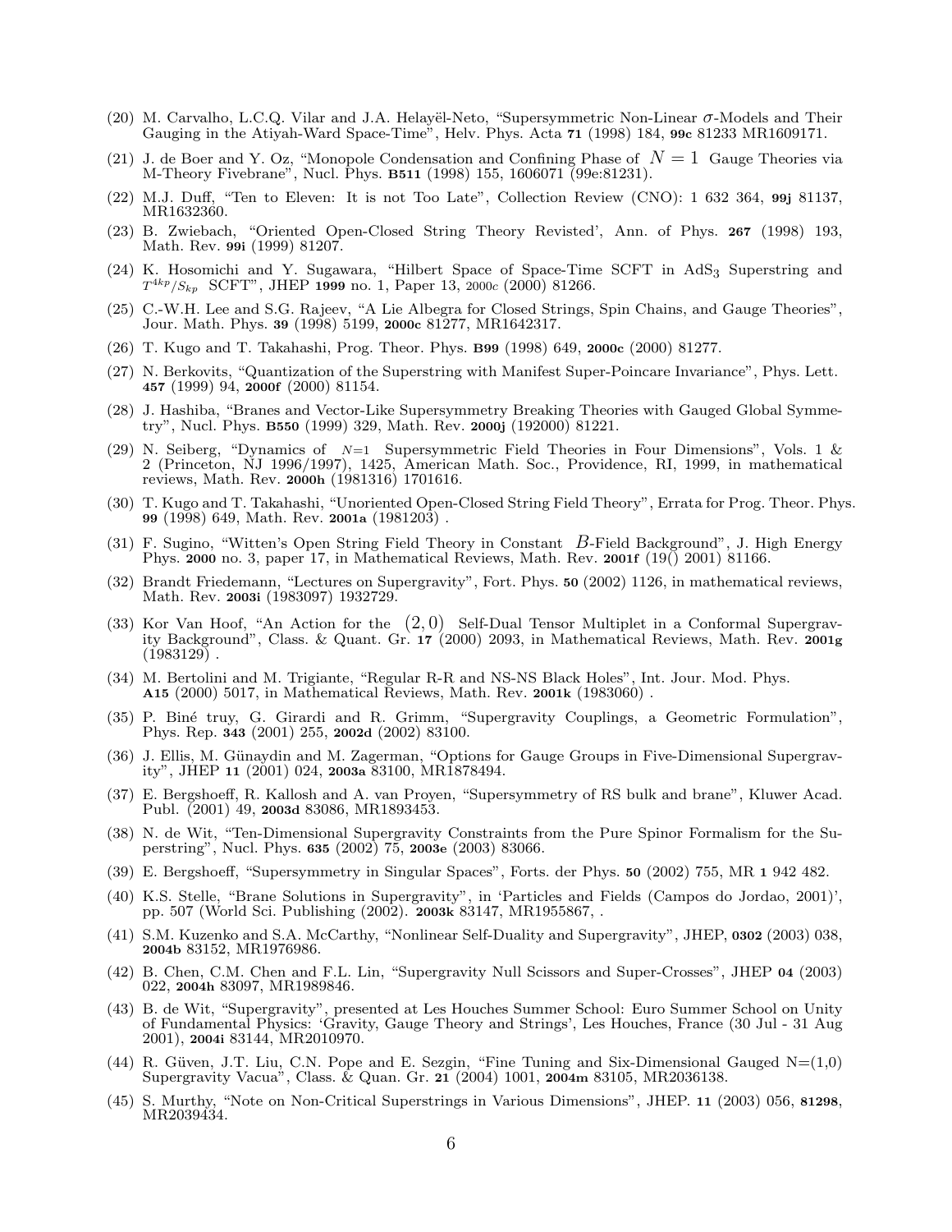(20) M. Carvalho, L.C.Q. Vilar and J.A. Helayël-Neto, "Supersymmetric Non-Linear $\sigma$-Models and Their Gauging in the Atiyah-Ward Space-Time", Helv. Phys. Acta **71** (1998) 184, **99c** 81233 MR1609171.

(21) J. de Boer and Y. Oz, "Monopole Condensation and Confining Phase of $N=1$ Gauge Theories via M-Theory Fivebrane", Nucl. Phys. **B511** (1998) 155, 1606071 (99e:81231).

(22) M.J. Duff, "Ten to Eleven: It is not Too Late", Collection Review (CNO): 1 632 364, **99j** 81137, MR1632360.

(23) B. Zwiebach, "Oriented Open-Closed String Theory Revisted', Ann. of Phys. **267** (1998) 193, Math. Rev. **99i** (1999) 81207.

(24) K. Hosomichi and Y. Sugawara, "Hilbert Space of Space-Time SCFT in $\mathrm{AdS}_3$ Superstring and $T^{4kp}/S_{kp}$ SCFT", JHEP **1999** no. 1, Paper 13, 2000c (2000) 81266.

(25) C.-W.H. Lee and S.G. Rajeev, "A Lie Albegra for Closed Strings, Spin Chains, and Gauge Theories", Jour. Math. Phys. **39** (1998) 5199, **2000c** 81277, MR1642317.

(26) T. Kugo and T. Takahashi, Prog. Theor. Phys. **B99** (1998) 649, **2000c** (2000) 81277.

(27) N. Berkovits, "Quantization of the Superstring with Manifest Super-Poincare Invariance", Phys. Lett. **457** (1999) 94, **2000f** (2000) 81154.

(28) J. Hashiba, "Branes and Vector-Like Supersymmetry Breaking Theories with Gauged Global Symmetry", Nucl. Phys. **B550** (1999) 329, Math. Rev. **2000j** (192000) 81221.

(29) N. Seiberg, "Dynamics of $N{=}1$ Supersymmetric Field Theories in Four Dimensions", Vols. 1 & 2 (Princeton, NJ 1996/1997), 1425, American Math. Soc., Providence, RI, 1999, in mathematical reviews, Math. Rev. **2000h** (1981316) 1701616.

(30) T. Kugo and T. Takahashi, "Unoriented Open-Closed String Field Theory", Errata for Prog. Theor. Phys. **99** (1998) 649, Math. Rev. **2001a** (1981203) .

(31) F. Sugino, "Witten's Open String Field Theory in Constant $B$-Field Background", J. High Energy Phys. **2000** no. 3, paper 17, in Mathematical Reviews, Math. Rev. **2001f** (19() 2001) 81166.

(32) Brandt Friedemann, "Lectures on Supergravity", Fort. Phys. **50** (2002) 1126, in mathematical reviews, Math. Rev. **2003i** (1983097) 1932729.

(33) Kor Van Hoof, "An Action for the $(2,0)$ Self-Dual Tensor Multiplet in a Conformal Supergravity Background", Class. & Quant. Gr. **17** (2000) 2093, in Mathematical Reviews, Math. Rev. **2001g** (1983129) .

(34) M. Bertolini and M. Trigiante, "Regular R-R and NS-NS Black Holes", Int. Jour. Mod. Phys. **A15** (2000) 5017, in Mathematical Reviews, Math. Rev. **2001k** (1983060) .

(35) P. Biné truy, G. Girardi and R. Grimm, "Supergravity Couplings, a Geometric Formulation", Phys. Rep. **343** (2001) 255, **2002d** (2002) 83100.

(36) J. Ellis, M. Günaydin and M. Zagerman, "Options for Gauge Groups in Five-Dimensional Supergravity", JHEP **11** (2001) 024, **2003a** 83100, MR1878494.

(37) E. Bergshoeff, R. Kallosh and A. van Proyen, "Supersymmetry of RS bulk and brane", Kluwer Acad. Publ. (2001) 49, **2003d** 83086, MR1893453.

(38) N. de Wit, "Ten-Dimensional Supergravity Constraints from the Pure Spinor Formalism for the Superstring", Nucl. Phys. **635** (2002) 75, **2003e** (2003) 83066.

(39) E. Bergshoeff, "Supersymmetry in Singular Spaces", Forts. der Phys. **50** (2002) 755, MR **1** 942 482.

(40) K.S. Stelle, "Brane Solutions in Supergravity", in 'Particles and Fields (Campos do Jordao, 2001)', pp. 507 (World Sci. Publishing (2002). **2003k** 83147, MR1955867, .

(41) S.M. Kuzenko and S.A. McCarthy, "Nonlinear Self-Duality and Supergravity", JHEP, **0302** (2003) 038, **2004b** 83152, MR1976986.

(42) B. Chen, C.M. Chen and F.L. Lin, "Supergravity Null Scissors and Super-Crosses", JHEP **04** (2003) 022, **2004h** 83097, MR1989846.

(43) B. de Wit, "Supergravity", presented at Les Houches Summer School: Euro Summer School on Unity of Fundamental Physics: 'Gravity, Gauge Theory and Strings', Les Houches, France (30 Jul - 31 Aug 2001), **2004i** 83144, MR2010970.

(44) R. Güven, J.T. Liu, C.N. Pope and E. Sezgin, "Fine Tuning and Six-Dimensional Gauged N=(1,0) Supergravity Vacua", Class. & Quan. Gr. **21** (2004) 1001, **2004m** 83105, MR2036138.

(45) S. Murthy, "Note on Non-Critical Superstrings in Various Dimensions", JHEP. **11** (2003) 056, **81298**, MR2039434.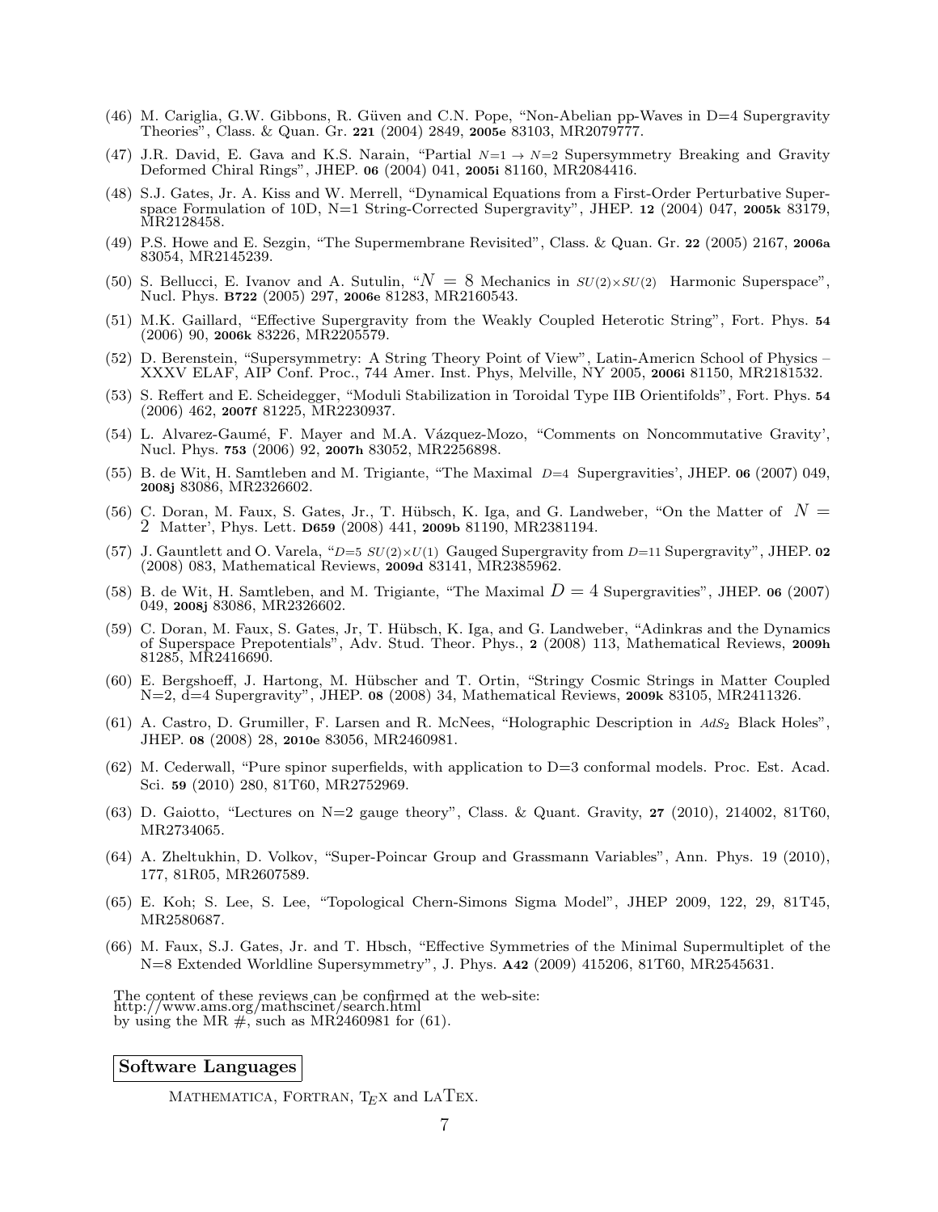(46) M. Cariglia, G.W. Gibbons, R. Güven and C.N. Pope, "Non-Abelian pp-Waves in D=4 Supergravity Theories", Class. & Quan. Gr. **221** (2004) 2849, **2005e** 83103, MR2079777.

(47) J.R. David, E. Gava and K.S. Narain, "Partial $N=1 \to N=2$ Supersymmetry Breaking and Gravity Deformed Chiral Rings", JHEP. **06** (2004) 041, **2005i** 81160, MR2084416.

(48) S.J. Gates, Jr. A. Kiss and W. Merrell, "Dynamical Equations from a First-Order Perturbative Superspace Formulation of 10D, N=1 String-Corrected Supergravity", JHEP. **12** (2004) 047, **2005k** 83179, MR2128458.

(49) P.S. Howe and E. Sezgin, "The Supermembrane Revisited", Class. & Quan. Gr. **22** (2005) 2167, **2006a** 83054, MR2145239.

(50) S. Bellucci, E. Ivanov and A. Sutulin, "$N = 8$ Mechanics in $SU(2){\times}SU(2)$ Harmonic Superspace", Nucl. Phys. **B722** (2005) 297, **2006e** 81283, MR2160543.

(51) M.K. Gaillard, "Effective Supergravity from the Weakly Coupled Heterotic String", Fort. Phys. **54** (2006) 90, **2006k** 83226, MR2205579.

(52) D. Berenstein, "Supersymmetry: A String Theory Point of View", Latin-Americn School of Physics – XXXV ELAF, AIP Conf. Proc., 744 Amer. Inst. Phys, Melville, NY 2005, **2006i** 81150, MR2181532.

(53) S. Reffert and E. Scheidegger, "Moduli Stabilization in Toroidal Type IIB Orientifolds", Fort. Phys. **54** (2006) 462, **2007f** 81225, MR2230937.

(54) L. Alvarez-Gaumé, F. Mayer and M.A. Vázquez-Mozo, "Comments on Noncommutative Gravity', Nucl. Phys. **753** (2006) 92, **2007h** 83052, MR2256898.

(55) B. de Wit, H. Samtleben and M. Trigiante, "The Maximal $D{=}4$ Supergravities', JHEP. **06** (2007) 049, **2008j** 83086, MR2326602.

(56) C. Doran, M. Faux, S. Gates, Jr., T. Hübsch, K. Iga, and G. Landweber, "On the Matter of $N = 2$ Matter', Phys. Lett. **D659** (2008) 441, **2009b** 81190, MR2381194.

(57) J. Gauntlett and O. Varela, "$D{=}5$ $SU(2){\times}U(1)$ Gauged Supergravity from $D{=}11$ Supergravity", JHEP. **02** (2008) 083, Mathematical Reviews, **2009d** 83141, MR2385962.

(58) B. de Wit, H. Samtleben, and M. Trigiante, "The Maximal $D = 4$ Supergravities", JHEP. **06** (2007) 049, **2008j** 83086, MR2326602.

(59) C. Doran, M. Faux, S. Gates, Jr, T. Hübsch, K. Iga, and G. Landweber, "Adinkras and the Dynamics of Superspace Prepotentials", Adv. Stud. Theor. Phys., **2** (2008) 113, Mathematical Reviews, **2009h** 81285, MR2416690.

(60) E. Bergshoeff, J. Hartong, M. Hübscher and T. Ortin, "Stringy Cosmic Strings in Matter Coupled N=2, d=4 Supergravity", JHEP. **08** (2008) 34, Mathematical Reviews, **2009k** 83105, MR2411326.

(61) A. Castro, D. Grumiller, F. Larsen and R. McNees, "Holographic Description in $AdS_2$ Black Holes", JHEP. **08** (2008) 28, **2010e** 83056, MR2460981.

(62) M. Cederwall, "Pure spinor superfields, with application to D=3 conformal models. Proc. Est. Acad. Sci. **59** (2010) 280, 81T60, MR2752969.

(63) D. Gaiotto, "Lectures on N=2 gauge theory", Class. & Quant. Gravity, **27** (2010), 214002, 81T60, MR2734065.

(64) A. Zheltukhin, D. Volkov, "Super-Poincar Group and Grassmann Variables", Ann. Phys. 19 (2010), 177, 81R05, MR2607589.

(65) E. Koh; S. Lee, S. Lee, "Topological Chern-Simons Sigma Model", JHEP 2009, 122, 29, 81T45, MR2580687.

(66) M. Faux, S.J. Gates, Jr. and T. Hbsch, "Effective Symmetries of the Minimal Supermultiplet of the N=8 Extended Worldline Supersymmetry", J. Phys. **A42** (2009) 415206, 81T60, MR2545631.

The content of these reviews can be confirmed at the web-site:
http://www.ams.org/mathscinet/search.html
by using the MR #, such as MR2460981 for (61).

## Software Languages

MATHEMATICA, FORTRAN, TEX and LATEX.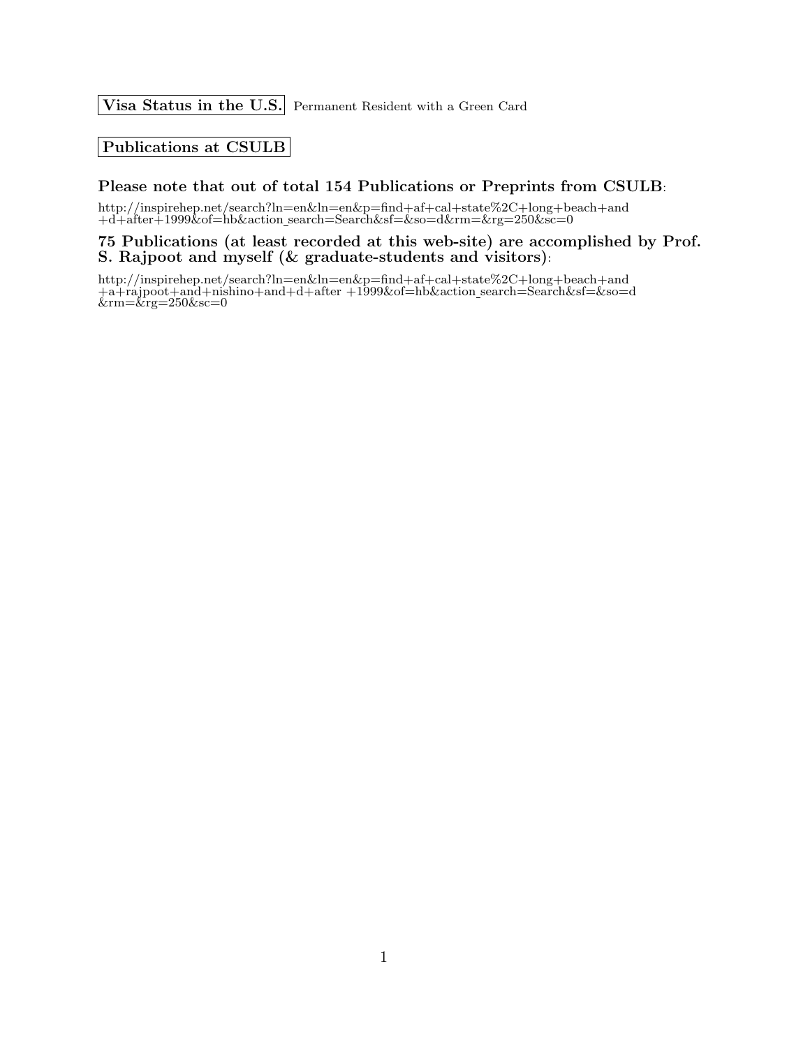**Visa Status in the U.S.** Permanent Resident with a Green Card

**Publications at CSULB**

### Please note that out of total 154 Publications or Preprints from CSULB:

http://inspirehep.net/search?ln=en&ln=en&p=find+af+cal+state%2C+long+beach+and
+d+after+1999&of=hb&action_search=Search&sf=&so=d&rm=&rg=250&sc=0

### 75 Publications (at least recorded at this web-site) are accomplished by Prof. S. Rajpoot and myself (& graduate-students and visitors):

http://inspirehep.net/search?ln=en&ln=en&p=find+af+cal+state%2C+long+beach+and
+a+rajpoot+and+nishino+and+d+after +1999&of=hb&action_search=Search&sf=&so=d
&rm=&rg=250&sc=0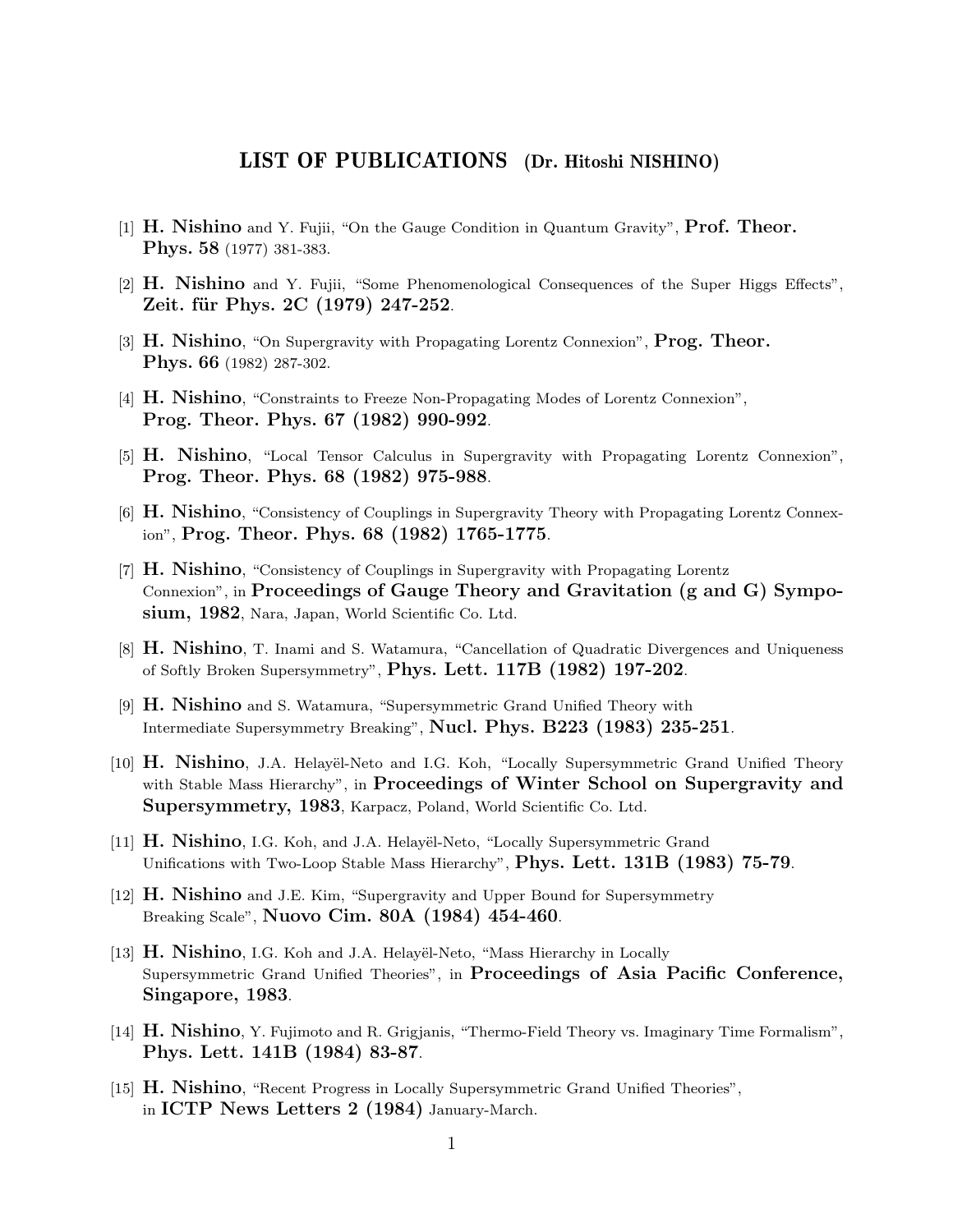# LIST OF PUBLICATIONS (Dr. Hitoshi NISHINO)

[1] **H. Nishino** and Y. Fujii, "On the Gauge Condition in Quantum Gravity", **Prof. Theor. Phys. 58** (1977) 381-383.

[2] **H. Nishino** and Y. Fujii, "Some Phenomenological Consequences of the Super Higgs Effects", **Zeit. für Phys. 2C (1979) 247-252**.

[3] **H. Nishino**, "On Supergravity with Propagating Lorentz Connexion", **Prog. Theor. Phys. 66** (1982) 287-302.

[4] **H. Nishino**, "Constraints to Freeze Non-Propagating Modes of Lorentz Connexion", **Prog. Theor. Phys. 67 (1982) 990-992**.

[5] **H. Nishino**, "Local Tensor Calculus in Supergravity with Propagating Lorentz Connexion", **Prog. Theor. Phys. 68 (1982) 975-988**.

[6] **H. Nishino**, "Consistency of Couplings in Supergravity Theory with Propagating Lorentz Connexion", **Prog. Theor. Phys. 68 (1982) 1765-1775**.

[7] **H. Nishino**, "Consistency of Couplings in Supergravity with Propagating Lorentz Connexion", in **Proceedings of Gauge Theory and Gravitation (g and G) Symposium, 1982**, Nara, Japan, World Scientific Co. Ltd.

[8] **H. Nishino**, T. Inami and S. Watamura, "Cancellation of Quadratic Divergences and Uniqueness of Softly Broken Supersymmetry", **Phys. Lett. 117B (1982) 197-202**.

[9] **H. Nishino** and S. Watamura, "Supersymmetric Grand Unified Theory with Intermediate Supersymmetry Breaking", **Nucl. Phys. B223 (1983) 235-251**.

[10] **H. Nishino**, J.A. Helayël-Neto and I.G. Koh, "Locally Supersymmetric Grand Unified Theory with Stable Mass Hierarchy", in **Proceedings of Winter School on Supergravity and Supersymmetry, 1983**, Karpacz, Poland, World Scientific Co. Ltd.

[11] **H. Nishino**, I.G. Koh, and J.A. Helayël-Neto, "Locally Supersymmetric Grand Unifications with Two-Loop Stable Mass Hierarchy", **Phys. Lett. 131B (1983) 75-79**.

[12] **H. Nishino** and J.E. Kim, "Supergravity and Upper Bound for Supersymmetry Breaking Scale", **Nuovo Cim. 80A (1984) 454-460**.

[13] **H. Nishino**, I.G. Koh and J.A. Helayël-Neto, "Mass Hierarchy in Locally Supersymmetric Grand Unified Theories", in **Proceedings of Asia Pacific Conference, Singapore, 1983**.

[14] **H. Nishino**, Y. Fujimoto and R. Grigjanis, "Thermo-Field Theory vs. Imaginary Time Formalism", **Phys. Lett. 141B (1984) 83-87**.

[15] **H. Nishino**, "Recent Progress in Locally Supersymmetric Grand Unified Theories", in **ICTP News Letters 2 (1984)** January-March.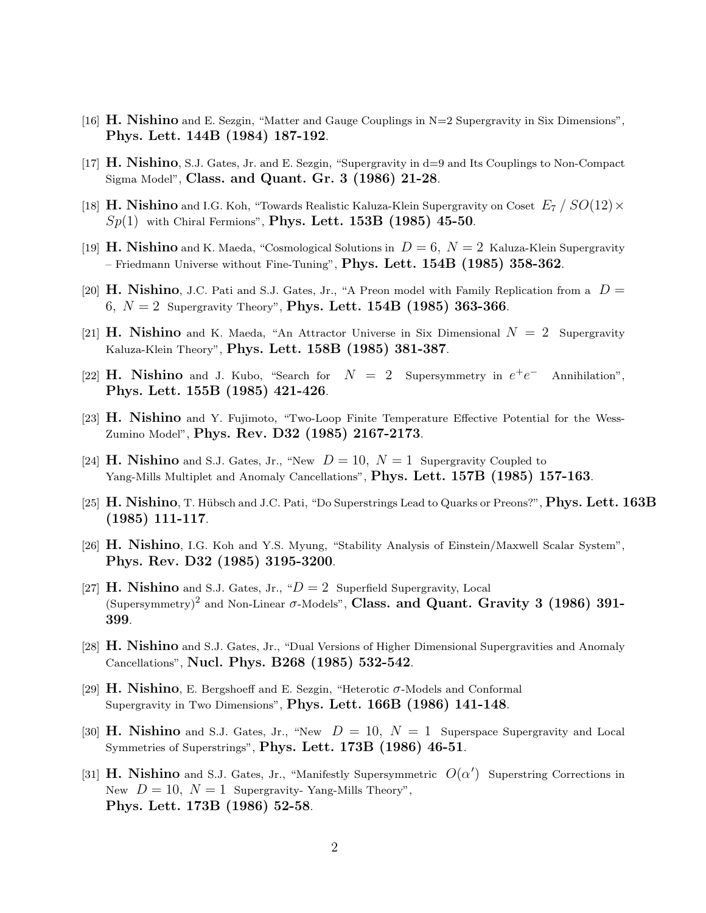[16] **H. Nishino** and E. Sezgin, "Matter and Gauge Couplings in N=2 Supergravity in Six Dimensions", **Phys. Lett. 144B (1984) 187-192**.

[17] **H. Nishino**, S.J. Gates, Jr. and E. Sezgin, "Supergravity in d=9 and Its Couplings to Non-Compact Sigma Model", **Class. and Quant. Gr. 3 (1986) 21-28**.

[18] **H. Nishino** and I.G. Koh, "Towards Realistic Kaluza-Klein Supergravity on Coset $E_7 \, / \, SO(12) \times Sp(1)$ with Chiral Fermions", **Phys. Lett. 153B (1985) 45-50**.

[19] **H. Nishino** and K. Maeda, "Cosmological Solutions in $D = 6, \ N = 2$ Kaluza-Klein Supergravity – Friedmann Universe without Fine-Tuning", **Phys. Lett. 154B (1985) 358-362**.

[20] **H. Nishino**, J.C. Pati and S.J. Gates, Jr., "A Preon model with Family Replication from a $D = 6, \ N = 2$ Supergravity Theory", **Phys. Lett. 154B (1985) 363-366**.

[21] **H. Nishino** and K. Maeda, "An Attractor Universe in Six Dimensional $N = 2$ Supergravity Kaluza-Klein Theory", **Phys. Lett. 158B (1985) 381-387**.

[22] **H. Nishino** and J. Kubo, "Search for $N = 2$ Supersymmetry in $e^+e^-$ Annihilation", **Phys. Lett. 155B (1985) 421-426**.

[23] **H. Nishino** and Y. Fujimoto, "Two-Loop Finite Temperature Effective Potential for the Wess-Zumino Model", **Phys. Rev. D32 (1985) 2167-2173**.

[24] **H. Nishino** and S.J. Gates, Jr., "New $D = 10, \ N = 1$ Supergravity Coupled to Yang-Mills Multiplet and Anomaly Cancellations", **Phys. Lett. 157B (1985) 157-163**.

[25] **H. Nishino**, T. Hübsch and J.C. Pati, "Do Superstrings Lead to Quarks or Preons?", **Phys. Lett. 163B (1985) 111-117**.

[26] **H. Nishino**, I.G. Koh and Y.S. Myung, "Stability Analysis of Einstein/Maxwell Scalar System", **Phys. Rev. D32 (1985) 3195-3200**.

[27] **H. Nishino** and S.J. Gates, Jr., "$D = 2$ Superfield Supergravity, Local (Supersymmetry)$^2$ and Non-Linear $\sigma$-Models", **Class. and Quant. Gravity 3 (1986) 391-399**.

[28] **H. Nishino** and S.J. Gates, Jr., "Dual Versions of Higher Dimensional Supergravities and Anomaly Cancellations", **Nucl. Phys. B268 (1985) 532-542**.

[29] **H. Nishino**, E. Bergshoeff and E. Sezgin, "Heterotic $\sigma$-Models and Conformal Supergravity in Two Dimensions", **Phys. Lett. 166B (1986) 141-148**.

[30] **H. Nishino** and S.J. Gates, Jr., "New $D = 10, \ N = 1$ Superspace Supergravity and Local Symmetries of Superstrings", **Phys. Lett. 173B (1986) 46-51**.

[31] **H. Nishino** and S.J. Gates, Jr., "Manifestly Supersymmetric $O(\alpha')$ Superstring Corrections in New $D = 10, \ N = 1$ Supergravity- Yang-Mills Theory", **Phys. Lett. 173B (1986) 52-58**.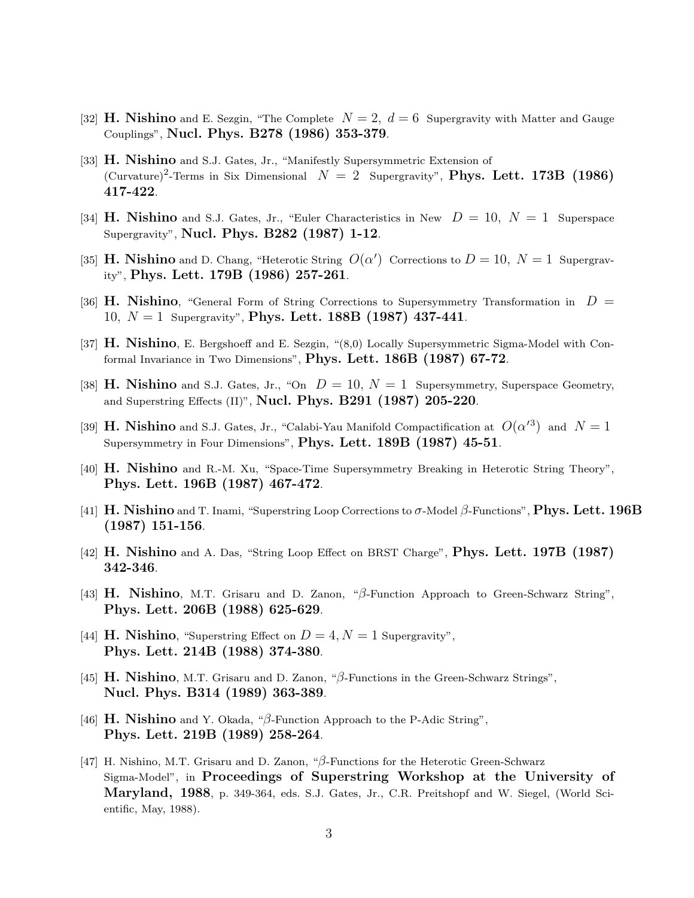[32] **H. Nishino** and E. Sezgin, "The Complete $N = 2,\ d = 6$ Supergravity with Matter and Gauge Couplings", **Nucl. Phys. B278 (1986) 353-379**.

[33] **H. Nishino** and S.J. Gates, Jr., "Manifestly Supersymmetric Extension of (Curvature)$^2$-Terms in Six Dimensional $N = 2$ Supergravity", **Phys. Lett. 173B (1986) 417-422**.

[34] **H. Nishino** and S.J. Gates, Jr., "Euler Characteristics in New $D = 10,\ N = 1$ Superspace Supergravity", **Nucl. Phys. B282 (1987) 1-12**.

[35] **H. Nishino** and D. Chang, "Heterotic String $O(\alpha')$ Corrections to $D = 10,\ N = 1$ Supergravity", **Phys. Lett. 179B (1986) 257-261**.

[36] **H. Nishino**, "General Form of String Corrections to Supersymmetry Transformation in $D = 10,\ N = 1$ Supergravity", **Phys. Lett. 188B (1987) 437-441**.

[37] **H. Nishino**, E. Bergshoeff and E. Sezgin, "(8,0) Locally Supersymmetric Sigma-Model with Conformal Invariance in Two Dimensions", **Phys. Lett. 186B (1987) 67-72**.

[38] **H. Nishino** and S.J. Gates, Jr., "On $D = 10,\ N = 1$ Supersymmetry, Superspace Geometry, and Superstring Effects (II)", **Nucl. Phys. B291 (1987) 205-220**.

[39] **H. Nishino** and S.J. Gates, Jr., "Calabi-Yau Manifold Compactification at $O(\alpha'^3)$ and $N = 1$ Supersymmetry in Four Dimensions", **Phys. Lett. 189B (1987) 45-51**.

[40] **H. Nishino** and R.-M. Xu, "Space-Time Supersymmetry Breaking in Heterotic String Theory", **Phys. Lett. 196B (1987) 467-472**.

[41] **H. Nishino** and T. Inami, "Superstring Loop Corrections to $\sigma$-Model $\beta$-Functions", **Phys. Lett. 196B (1987) 151-156**.

[42] **H. Nishino** and A. Das, "String Loop Effect on BRST Charge", **Phys. Lett. 197B (1987) 342-346**.

[43] **H. Nishino**, M.T. Grisaru and D. Zanon, "$\beta$-Function Approach to Green-Schwarz String", **Phys. Lett. 206B (1988) 625-629**.

[44] **H. Nishino**, "Superstring Effect on $D = 4, N = 1$ Supergravity", **Phys. Lett. 214B (1988) 374-380**.

[45] **H. Nishino**, M.T. Grisaru and D. Zanon, "$\beta$-Functions in the Green-Schwarz Strings", **Nucl. Phys. B314 (1989) 363-389**.

[46] **H. Nishino** and Y. Okada, "$\beta$-Function Approach to the P-Adic String", **Phys. Lett. 219B (1989) 258-264**.

[47] H. Nishino, M.T. Grisaru and D. Zanon, "$\beta$-Functions for the Heterotic Green-Schwarz Sigma-Model", in **Proceedings of Superstring Workshop at the University of Maryland, 1988**, p. 349-364, eds. S.J. Gates, Jr., C.R. Preitshopf and W. Siegel, (World Scientific, May, 1988).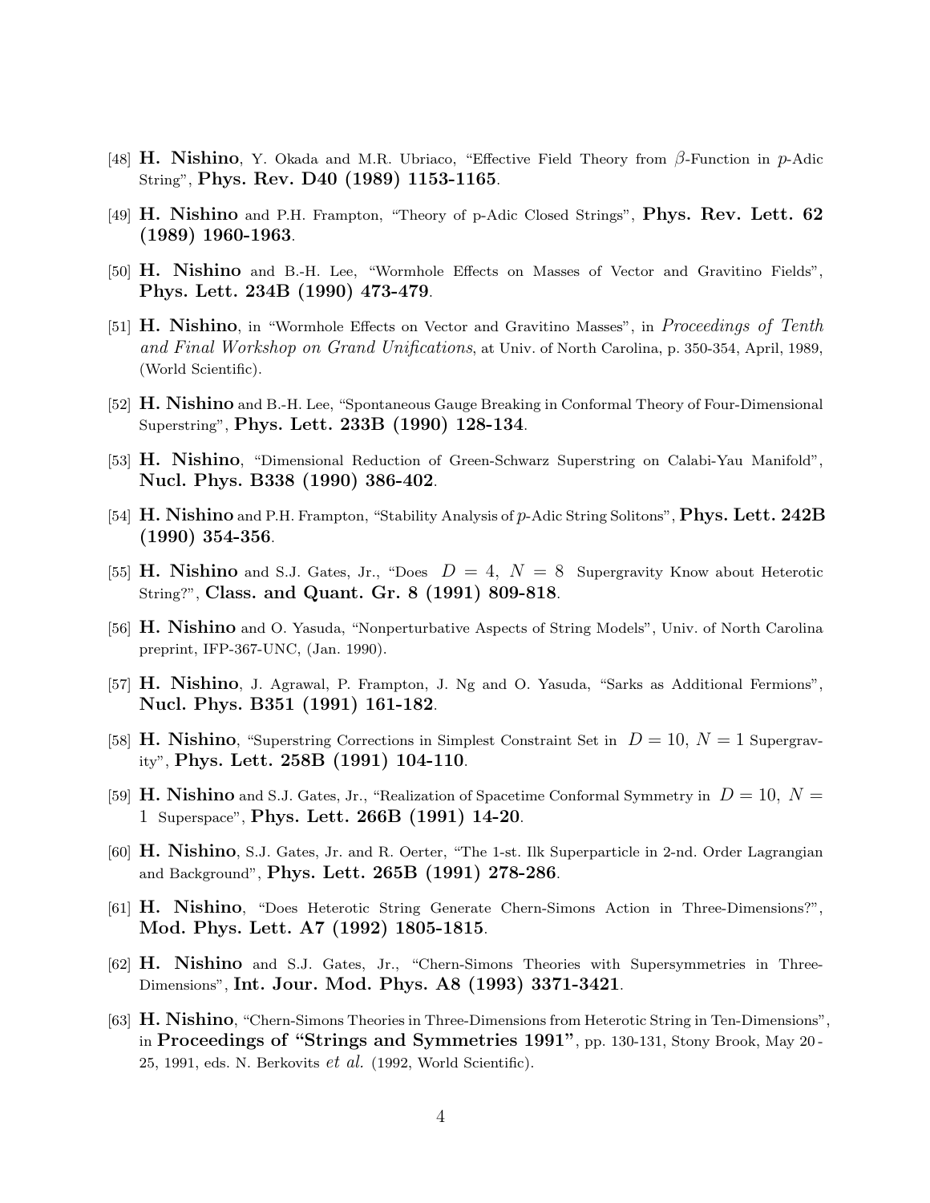[48] **H. Nishino**, Y. Okada and M.R. Ubriaco, "Effective Field Theory from $\beta$-Function in $p$-Adic String", **Phys. Rev. D40 (1989) 1153-1165**.

[49] **H. Nishino** and P.H. Frampton, "Theory of p-Adic Closed Strings", **Phys. Rev. Lett. 62 (1989) 1960-1963**.

[50] **H. Nishino** and B.-H. Lee, "Wormhole Effects on Masses of Vector and Gravitino Fields", **Phys. Lett. 234B (1990) 473-479**.

[51] **H. Nishino**, in "Wormhole Effects on Vector and Gravitino Masses", in *Proceedings of Tenth and Final Workshop on Grand Unifications*, at Univ. of North Carolina, p. 350-354, April, 1989, (World Scientific).

[52] **H. Nishino** and B.-H. Lee, "Spontaneous Gauge Breaking in Conformal Theory of Four-Dimensional Superstring", **Phys. Lett. 233B (1990) 128-134**.

[53] **H. Nishino**, "Dimensional Reduction of Green-Schwarz Superstring on Calabi-Yau Manifold", **Nucl. Phys. B338 (1990) 386-402**.

[54] **H. Nishino** and P.H. Frampton, "Stability Analysis of $p$-Adic String Solitons", **Phys. Lett. 242B (1990) 354-356**.

[55] **H. Nishino** and S.J. Gates, Jr., "Does $D = 4,\ N = 8$ Supergravity Know about Heterotic String?", **Class. and Quant. Gr. 8 (1991) 809-818**.

[56] **H. Nishino** and O. Yasuda, "Nonperturbative Aspects of String Models", Univ. of North Carolina preprint, IFP-367-UNC, (Jan. 1990).

[57] **H. Nishino**, J. Agrawal, P. Frampton, J. Ng and O. Yasuda, "Sarks as Additional Fermions", **Nucl. Phys. B351 (1991) 161-182**.

[58] **H. Nishino**, "Superstring Corrections in Simplest Constraint Set in $D = 10,\ N = 1$ Supergravity", **Phys. Lett. 258B (1991) 104-110**.

[59] **H. Nishino** and S.J. Gates, Jr., "Realization of Spacetime Conformal Symmetry in $D = 10,\ N = 1$ Superspace", **Phys. Lett. 266B (1991) 14-20**.

[60] **H. Nishino**, S.J. Gates, Jr. and R. Oerter, "The 1-st. Ilk Superparticle in 2-nd. Order Lagrangian and Background", **Phys. Lett. 265B (1991) 278-286**.

[61] **H. Nishino**, "Does Heterotic String Generate Chern-Simons Action in Three-Dimensions?", **Mod. Phys. Lett. A7 (1992) 1805-1815**.

[62] **H. Nishino** and S.J. Gates, Jr., "Chern-Simons Theories with Supersymmetries in Three-Dimensions", **Int. Jour. Mod. Phys. A8 (1993) 3371-3421**.

[63] **H. Nishino**, "Chern-Simons Theories in Three-Dimensions from Heterotic String in Ten-Dimensions", in **Proceedings of "Strings and Symmetries 1991"**, pp. 130-131, Stony Brook, May 20 - 25, 1991, eds. N. Berkovits *et al.* (1992, World Scientific).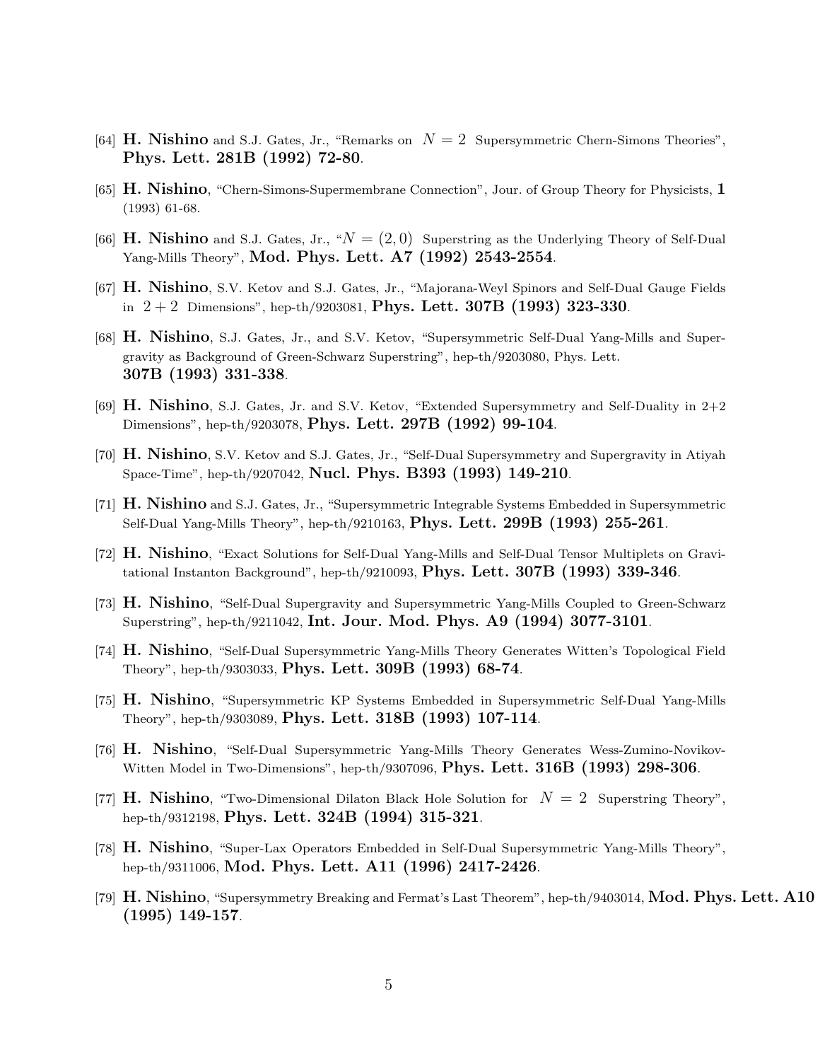[64] **H. Nishino** and S.J. Gates, Jr., "Remarks on $N = 2$ Supersymmetric Chern-Simons Theories", **Phys. Lett. 281B (1992) 72-80**.

[65] **H. Nishino**, "Chern-Simons-Supermembrane Connection", Jour. of Group Theory for Physicists, **1** (1993) 61-68.

[66] **H. Nishino** and S.J. Gates, Jr., "$N = (2, 0)$ Superstring as the Underlying Theory of Self-Dual Yang-Mills Theory", **Mod. Phys. Lett. A7 (1992) 2543-2554**.

[67] **H. Nishino**, S.V. Ketov and S.J. Gates, Jr., "Majorana-Weyl Spinors and Self-Dual Gauge Fields in $2 + 2$ Dimensions", hep-th/9203081, **Phys. Lett. 307B (1993) 323-330**.

[68] **H. Nishino**, S.J. Gates, Jr., and S.V. Ketov, "Supersymmetric Self-Dual Yang-Mills and Supergravity as Background of Green-Schwarz Superstring", hep-th/9203080, Phys. Lett. **307B (1993) 331-338**.

[69] **H. Nishino**, S.J. Gates, Jr. and S.V. Ketov, "Extended Supersymmetry and Self-Duality in 2+2 Dimensions", hep-th/9203078, **Phys. Lett. 297B (1992) 99-104**.

[70] **H. Nishino**, S.V. Ketov and S.J. Gates, Jr., "Self-Dual Supersymmetry and Supergravity in Atiyah Space-Time", hep-th/9207042, **Nucl. Phys. B393 (1993) 149-210**.

[71] **H. Nishino** and S.J. Gates, Jr., "Supersymmetric Integrable Systems Embedded in Supersymmetric Self-Dual Yang-Mills Theory", hep-th/9210163, **Phys. Lett. 299B (1993) 255-261**.

[72] **H. Nishino**, "Exact Solutions for Self-Dual Yang-Mills and Self-Dual Tensor Multiplets on Gravitational Instanton Background", hep-th/9210093, **Phys. Lett. 307B (1993) 339-346**.

[73] **H. Nishino**, "Self-Dual Supergravity and Supersymmetric Yang-Mills Coupled to Green-Schwarz Superstring", hep-th/9211042, **Int. Jour. Mod. Phys. A9 (1994) 3077-3101**.

[74] **H. Nishino**, "Self-Dual Supersymmetric Yang-Mills Theory Generates Witten's Topological Field Theory", hep-th/9303033, **Phys. Lett. 309B (1993) 68-74**.

[75] **H. Nishino**, "Supersymmetric KP Systems Embedded in Supersymmetric Self-Dual Yang-Mills Theory", hep-th/9303089, **Phys. Lett. 318B (1993) 107-114**.

[76] **H. Nishino**, "Self-Dual Supersymmetric Yang-Mills Theory Generates Wess-Zumino-Novikov-Witten Model in Two-Dimensions", hep-th/9307096, **Phys. Lett. 316B (1993) 298-306**.

[77] **H. Nishino**, "Two-Dimensional Dilaton Black Hole Solution for $N = 2$ Superstring Theory", hep-th/9312198, **Phys. Lett. 324B (1994) 315-321**.

[78] **H. Nishino**, "Super-Lax Operators Embedded in Self-Dual Supersymmetric Yang-Mills Theory", hep-th/9311006, **Mod. Phys. Lett. A11 (1996) 2417-2426**.

[79] **H. Nishino**, "Supersymmetry Breaking and Fermat's Last Theorem", hep-th/9403014, **Mod. Phys. Lett. A10 (1995) 149-157**.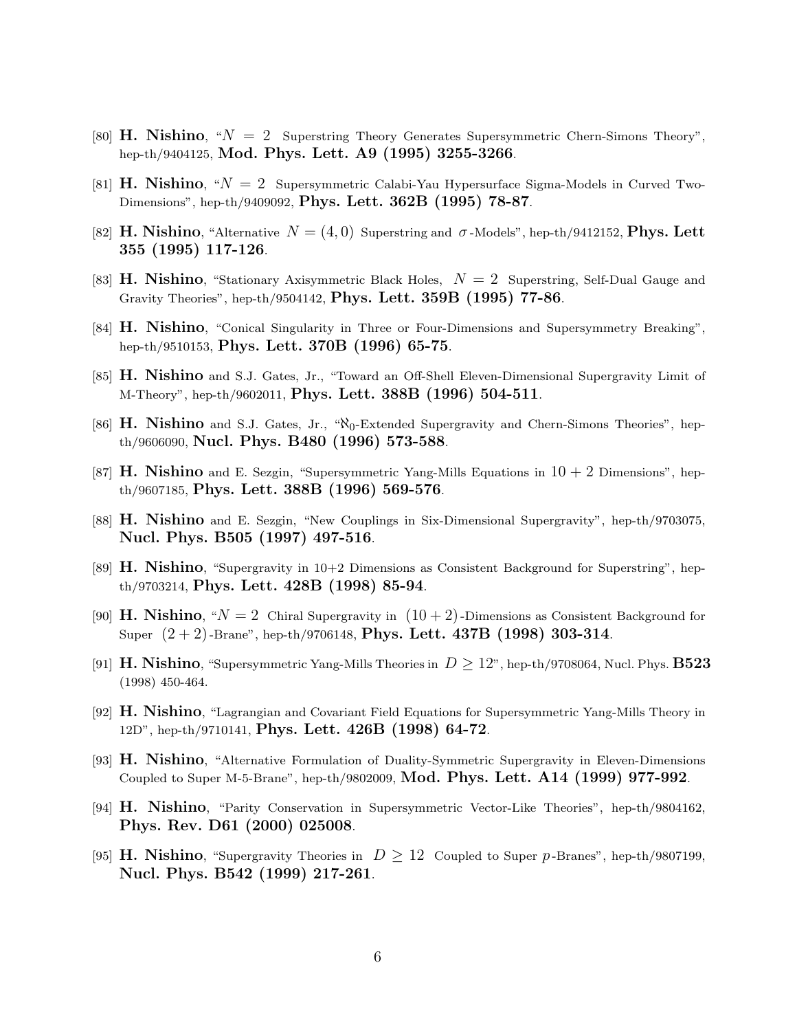[80] **H. Nishino**, "$N = 2$ Superstring Theory Generates Supersymmetric Chern-Simons Theory", hep-th/9404125, **Mod. Phys. Lett. A9 (1995) 3255-3266**.

[81] **H. Nishino**, "$N = 2$ Supersymmetric Calabi-Yau Hypersurface Sigma-Models in Curved Two-Dimensions", hep-th/9409092, **Phys. Lett. 362B (1995) 78-87**.

[82] **H. Nishino**, "Alternative $N = (4, 0)$ Superstring and $\sigma$-Models", hep-th/9412152, **Phys. Lett 355 (1995) 117-126**.

[83] **H. Nishino**, "Stationary Axisymmetric Black Holes, $N = 2$ Superstring, Self-Dual Gauge and Gravity Theories", hep-th/9504142, **Phys. Lett. 359B (1995) 77-86**.

[84] **H. Nishino**, "Conical Singularity in Three or Four-Dimensions and Supersymmetry Breaking", hep-th/9510153, **Phys. Lett. 370B (1996) 65-75**.

[85] **H. Nishino** and S.J. Gates, Jr., "Toward an Off-Shell Eleven-Dimensional Supergravity Limit of M-Theory", hep-th/9602011, **Phys. Lett. 388B (1996) 504-511**.

[86] **H. Nishino** and S.J. Gates, Jr., "$\aleph_0$-Extended Supergravity and Chern-Simons Theories", hep-th/9606090, **Nucl. Phys. B480 (1996) 573-588**.

[87] **H. Nishino** and E. Sezgin, "Supersymmetric Yang-Mills Equations in $10 + 2$ Dimensions", hep-th/9607185, **Phys. Lett. 388B (1996) 569-576**.

[88] **H. Nishino** and E. Sezgin, "New Couplings in Six-Dimensional Supergravity", hep-th/9703075, **Nucl. Phys. B505 (1997) 497-516**.

[89] **H. Nishino**, "Supergravity in 10+2 Dimensions as Consistent Background for Superstring", hep-th/9703214, **Phys. Lett. 428B (1998) 85-94**.

[90] **H. Nishino**, "$N = 2$ Chiral Supergravity in $(10 + 2)$-Dimensions as Consistent Background for Super $(2 + 2)$-Brane", hep-th/9706148, **Phys. Lett. 437B (1998) 303-314**.

[91] **H. Nishino**, "Supersymmetric Yang-Mills Theories in $D \geq 12$", hep-th/9708064, Nucl. Phys. **B523** (1998) 450-464.

[92] **H. Nishino**, "Lagrangian and Covariant Field Equations for Supersymmetric Yang-Mills Theory in 12D", hep-th/9710141, **Phys. Lett. 426B (1998) 64-72**.

[93] **H. Nishino**, "Alternative Formulation of Duality-Symmetric Supergravity in Eleven-Dimensions Coupled to Super M-5-Brane", hep-th/9802009, **Mod. Phys. Lett. A14 (1999) 977-992**.

[94] **H. Nishino**, "Parity Conservation in Supersymmetric Vector-Like Theories", hep-th/9804162, **Phys. Rev. D61 (2000) 025008**.

[95] **H. Nishino**, "Supergravity Theories in $D \geq 12$ Coupled to Super $p$-Branes", hep-th/9807199, **Nucl. Phys. B542 (1999) 217-261**.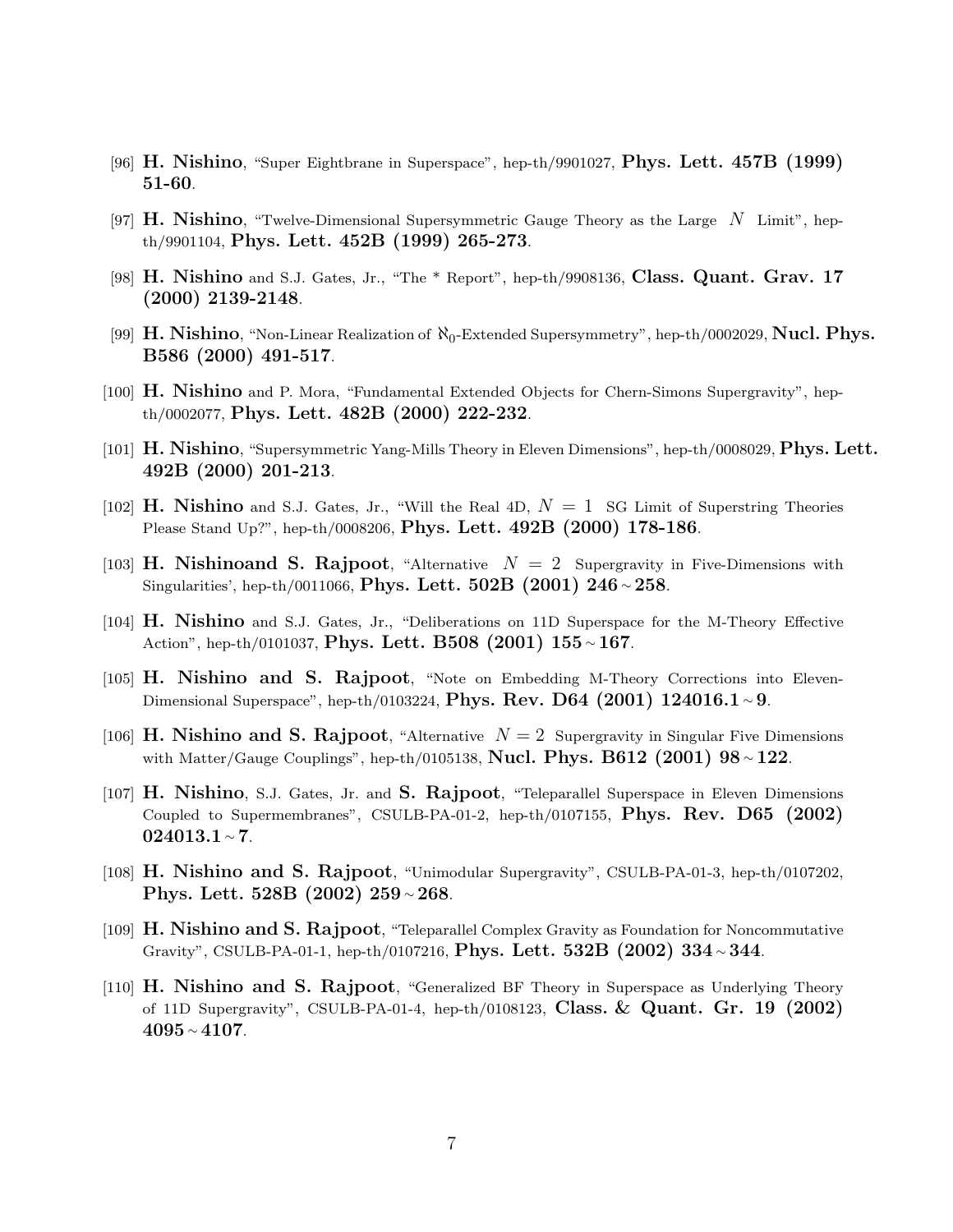[96] **H. Nishino**, "Super Eightbrane in Superspace", hep-th/9901027, **Phys. Lett. 457B (1999) 51-60**.

[97] **H. Nishino**, "Twelve-Dimensional Supersymmetric Gauge Theory as the Large $N$ Limit", hep-th/9901104, **Phys. Lett. 452B (1999) 265-273**.

[98] **H. Nishino** and S.J. Gates, Jr., "The * Report", hep-th/9908136, **Class. Quant. Grav. 17 (2000) 2139-2148**.

[99] **H. Nishino**, "Non-Linear Realization of $\aleph_0$-Extended Supersymmetry", hep-th/0002029, **Nucl. Phys. B586 (2000) 491-517**.

[100] **H. Nishino** and P. Mora, "Fundamental Extended Objects for Chern-Simons Supergravity", hep-th/0002077, **Phys. Lett. 482B (2000) 222-232**.

[101] **H. Nishino**, "Supersymmetric Yang-Mills Theory in Eleven Dimensions", hep-th/0008029, **Phys. Lett. 492B (2000) 201-213**.

[102] **H. Nishino** and S.J. Gates, Jr., "Will the Real 4D, $N = 1$ SG Limit of Superstring Theories Please Stand Up?", hep-th/0008206, **Phys. Lett. 492B (2000) 178-186**.

[103] **H. Nishinoand S. Rajpoot**, "Alternative $N = 2$ Supergravity in Five-Dimensions with Singularities', hep-th/0011066, **Phys. Lett. 502B (2001) 246 ~ 258**.

[104] **H. Nishino** and S.J. Gates, Jr., "Deliberations on 11D Superspace for the M-Theory Effective Action", hep-th/0101037, **Phys. Lett. B508 (2001) 155 ~ 167**.

[105] **H. Nishino and S. Rajpoot**, "Note on Embedding M-Theory Corrections into Eleven-Dimensional Superspace", hep-th/0103224, **Phys. Rev. D64 (2001) 124016.1 ~ 9**.

[106] **H. Nishino and S. Rajpoot**, "Alternative $N = 2$ Supergravity in Singular Five Dimensions with Matter/Gauge Couplings", hep-th/0105138, **Nucl. Phys. B612 (2001) 98 ~ 122**.

[107] **H. Nishino**, S.J. Gates, Jr. and **S. Rajpoot**, "Teleparallel Superspace in Eleven Dimensions Coupled to Supermembranes", CSULB-PA-01-2, hep-th/0107155, **Phys. Rev. D65 (2002) 024013.1 ~ 7**.

[108] **H. Nishino and S. Rajpoot**, "Unimodular Supergravity", CSULB-PA-01-3, hep-th/0107202, **Phys. Lett. 528B (2002) 259 ~ 268**.

[109] **H. Nishino and S. Rajpoot**, "Teleparallel Complex Gravity as Foundation for Noncommutative Gravity", CSULB-PA-01-1, hep-th/0107216, **Phys. Lett. 532B (2002) 334 ~ 344**.

[110] **H. Nishino and S. Rajpoot**, "Generalized BF Theory in Superspace as Underlying Theory of 11D Supergravity", CSULB-PA-01-4, hep-th/0108123, **Class. & Quant. Gr. 19 (2002) 4095 ~ 4107**.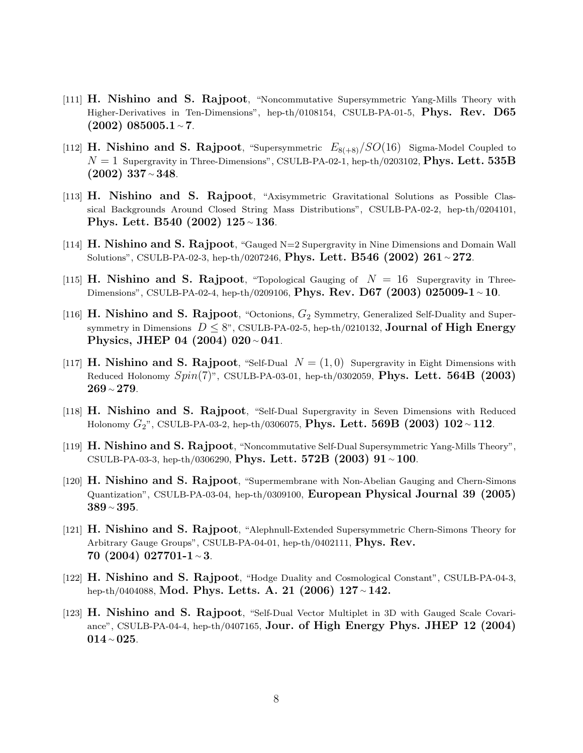[111] **H. Nishino and S. Rajpoot**, "Noncommutative Supersymmetric Yang-Mills Theory with Higher-Derivatives in Ten-Dimensions", hep-th/0108154, CSULB-PA-01-5, **Phys. Rev. D65 (2002) 085005.1 ~ 7**.

[112] **H. Nishino and S. Rajpoot**, "Supersymmetric $E_{8(+8)}/SO(16)$ Sigma-Model Coupled to $N = 1$ Supergravity in Three-Dimensions", CSULB-PA-02-1, hep-th/0203102, **Phys. Lett. 535B (2002) 337 ~ 348**.

[113] **H. Nishino and S. Rajpoot**, "Axisymmetric Gravitational Solutions as Possible Classical Backgrounds Around Closed String Mass Distributions", CSULB-PA-02-2, hep-th/0204101, **Phys. Lett. B540 (2002) 125 ~ 136**.

[114] **H. Nishino and S. Rajpoot**, "Gauged N=2 Supergravity in Nine Dimensions and Domain Wall Solutions", CSULB-PA-02-3, hep-th/0207246, **Phys. Lett. B546 (2002) 261 ~ 272**.

[115] **H. Nishino and S. Rajpoot**, "Topological Gauging of $N = 16$ Supergravity in Three-Dimensions", CSULB-PA-02-4, hep-th/0209106, **Phys. Rev. D67 (2003) 025009-1 ~ 10**.

[116] **H. Nishino and S. Rajpoot**, "Octonions, $G_2$ Symmetry, Generalized Self-Duality and Supersymmetry in Dimensions $D \leq 8$", CSULB-PA-02-5, hep-th/0210132, **Journal of High Energy Physics, JHEP 04 (2004) 020 ~ 041**.

[117] **H. Nishino and S. Rajpoot**, "Self-Dual $N = (1, 0)$ Supergravity in Eight Dimensions with Reduced Holonomy $Spin(7)$", CSULB-PA-03-01, hep-th/0302059, **Phys. Lett. 564B (2003) 269 ~ 279**.

[118] **H. Nishino and S. Rajpoot**, "Self-Dual Supergravity in Seven Dimensions with Reduced Holonomy $G_2$", CSULB-PA-03-2, hep-th/0306075, **Phys. Lett. 569B (2003) 102 ~ 112**.

[119] **H. Nishino and S. Rajpoot**, "Noncommutative Self-Dual Supersymmetric Yang-Mills Theory", CSULB-PA-03-3, hep-th/0306290, **Phys. Lett. 572B (2003) 91 ~ 100**.

[120] **H. Nishino and S. Rajpoot**, "Supermembrane with Non-Abelian Gauging and Chern-Simons Quantization", CSULB-PA-03-04, hep-th/0309100, **European Physical Journal 39 (2005) 389 ~ 395**.

[121] **H. Nishino and S. Rajpoot**, "Alephnull-Extended Supersymmetric Chern-Simons Theory for Arbitrary Gauge Groups", CSULB-PA-04-01, hep-th/0402111, **Phys. Rev. 70 (2004) 027701-1 ~ 3**.

[122] **H. Nishino and S. Rajpoot**, "Hodge Duality and Cosmological Constant", CSULB-PA-04-3, hep-th/0404088, **Mod. Phys. Letts. A. 21 (2006) 127 ~ 142.**

[123] **H. Nishino and S. Rajpoot**, "Self-Dual Vector Multiplet in 3D with Gauged Scale Covariance", CSULB-PA-04-4, hep-th/0407165, **Jour. of High Energy Phys. JHEP 12 (2004) 014 ~ 025**.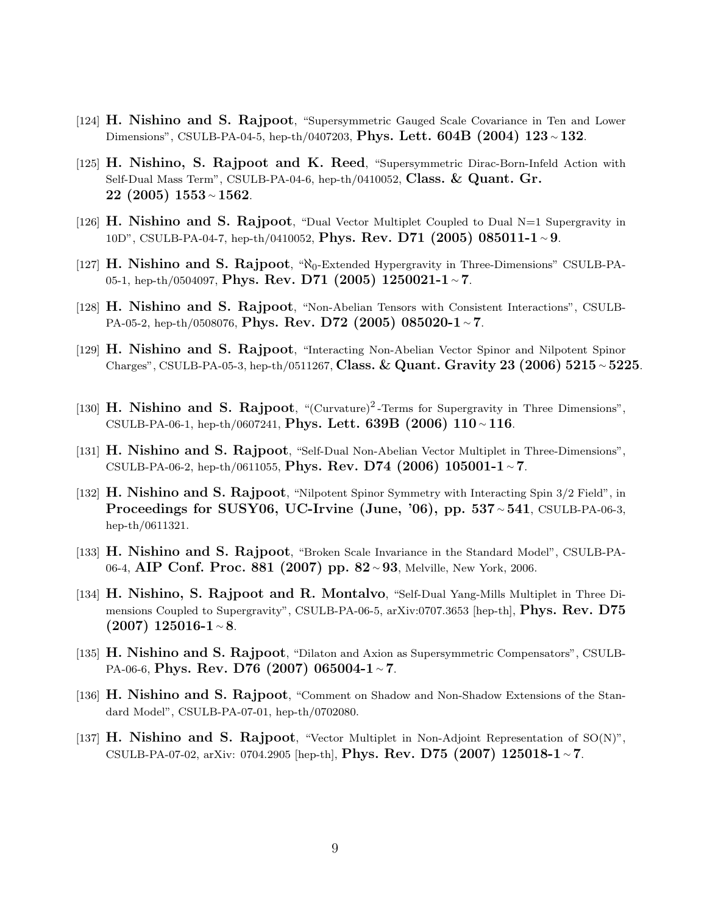[124] **H. Nishino and S. Rajpoot**, "Supersymmetric Gauged Scale Covariance in Ten and Lower Dimensions", CSULB-PA-04-5, hep-th/0407203, **Phys. Lett. 604B (2004) 123 ~ 132**.

[125] **H. Nishino, S. Rajpoot and K. Reed**, "Supersymmetric Dirac-Born-Infeld Action with Self-Dual Mass Term", CSULB-PA-04-6, hep-th/0410052, **Class. & Quant. Gr. 22 (2005) 1553 ~ 1562**.

[126] **H. Nishino and S. Rajpoot**, "Dual Vector Multiplet Coupled to Dual N=1 Supergravity in 10D", CSULB-PA-04-7, hep-th/0410052, **Phys. Rev. D71 (2005) 085011-1 ~ 9**.

[127] **H. Nishino and S. Rajpoot**, "$\aleph_0$-Extended Hypergravity in Three-Dimensions" CSULB-PA-05-1, hep-th/0504097, **Phys. Rev. D71 (2005) 1250021-1 ~ 7**.

[128] **H. Nishino and S. Rajpoot**, "Non-Abelian Tensors with Consistent Interactions", CSULB-PA-05-2, hep-th/0508076, **Phys. Rev. D72 (2005) 085020-1 ~ 7**.

[129] **H. Nishino and S. Rajpoot**, "Interacting Non-Abelian Vector Spinor and Nilpotent Spinor Charges", CSULB-PA-05-3, hep-th/0511267, **Class. & Quant. Gravity 23 (2006) 5215 ~ 5225**.

[130] **H. Nishino and S. Rajpoot**, "(Curvature)$^2$-Terms for Supergravity in Three Dimensions", CSULB-PA-06-1, hep-th/0607241, **Phys. Lett. 639B (2006) 110 ~ 116**.

[131] **H. Nishino and S. Rajpoot**, "Self-Dual Non-Abelian Vector Multiplet in Three-Dimensions", CSULB-PA-06-2, hep-th/0611055, **Phys. Rev. D74 (2006) 105001-1 ~ 7**.

[132] **H. Nishino and S. Rajpoot**, "Nilpotent Spinor Symmetry with Interacting Spin 3/2 Field", in **Proceedings for SUSY06, UC-Irvine (June, '06), pp. 537 ~ 541**, CSULB-PA-06-3, hep-th/0611321.

[133] **H. Nishino and S. Rajpoot**, "Broken Scale Invariance in the Standard Model", CSULB-PA-06-4, **AIP Conf. Proc. 881 (2007) pp. 82 ~ 93**, Melville, New York, 2006.

[134] **H. Nishino, S. Rajpoot and R. Montalvo**, "Self-Dual Yang-Mills Multiplet in Three Dimensions Coupled to Supergravity", CSULB-PA-06-5, arXiv:0707.3653 [hep-th], **Phys. Rev. D75 (2007) 125016-1 ~ 8**.

[135] **H. Nishino and S. Rajpoot**, "Dilaton and Axion as Supersymmetric Compensators", CSULB-PA-06-6, **Phys. Rev. D76 (2007) 065004-1 ~ 7**.

[136] **H. Nishino and S. Rajpoot**, "Comment on Shadow and Non-Shadow Extensions of the Standard Model", CSULB-PA-07-01, hep-th/0702080.

[137] **H. Nishino and S. Rajpoot**, "Vector Multiplet in Non-Adjoint Representation of SO(N)", CSULB-PA-07-02, arXiv: 0704.2905 [hep-th], **Phys. Rev. D75 (2007) 125018-1 ~ 7**.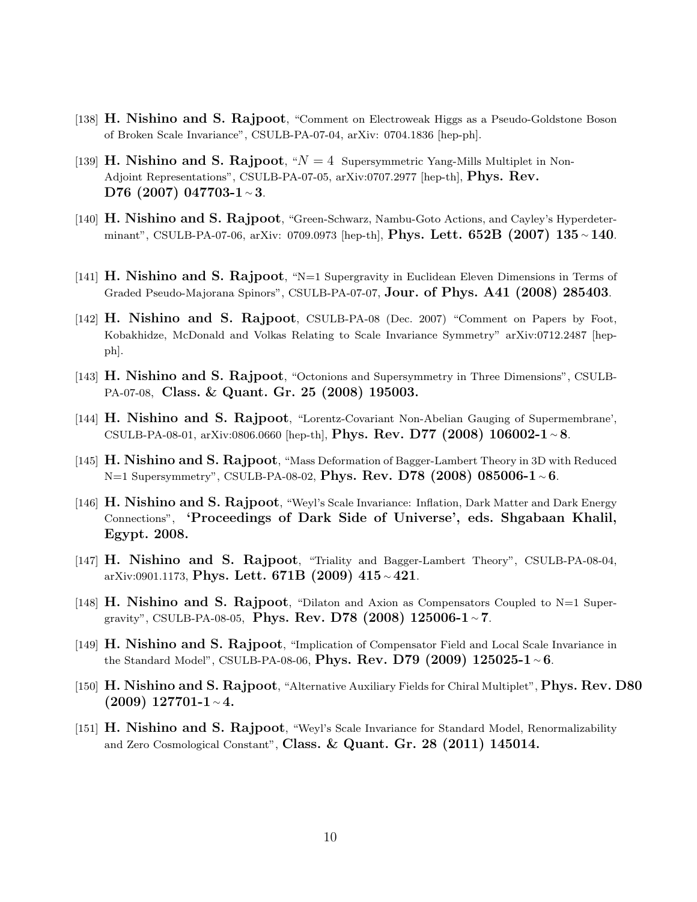[138] **H. Nishino and S. Rajpoot**, "Comment on Electroweak Higgs as a Pseudo-Goldstone Boson of Broken Scale Invariance", CSULB-PA-07-04, arXiv: 0704.1836 [hep-ph].

[139] **H. Nishino and S. Rajpoot**, "$N = 4$ Supersymmetric Yang-Mills Multiplet in Non-Adjoint Representations", CSULB-PA-07-05, arXiv:0707.2977 [hep-th], **Phys. Rev. D76 (2007) 047703-1 ~ 3**.

[140] **H. Nishino and S. Rajpoot**, "Green-Schwarz, Nambu-Goto Actions, and Cayley's Hyperdeterminant", CSULB-PA-07-06, arXiv: 0709.0973 [hep-th], **Phys. Lett. 652B (2007) 135 ~ 140**.

[141] **H. Nishino and S. Rajpoot**, "N=1 Supergravity in Euclidean Eleven Dimensions in Terms of Graded Pseudo-Majorana Spinors", CSULB-PA-07-07, **Jour. of Phys. A41 (2008) 285403**.

[142] **H. Nishino and S. Rajpoot**, CSULB-PA-08 (Dec. 2007) "Comment on Papers by Foot, Kobakhidze, McDonald and Volkas Relating to Scale Invariance Symmetry" arXiv:0712.2487 [hep-ph].

[143] **H. Nishino and S. Rajpoot**, "Octonions and Supersymmetry in Three Dimensions", CSULB-PA-07-08, **Class. & Quant. Gr. 25 (2008) 195003.**

[144] **H. Nishino and S. Rajpoot**, "Lorentz-Covariant Non-Abelian Gauging of Supermembrane', CSULB-PA-08-01, arXiv:0806.0660 [hep-th], **Phys. Rev. D77 (2008) 106002-1 ~ 8**.

[145] **H. Nishino and S. Rajpoot**, "Mass Deformation of Bagger-Lambert Theory in 3D with Reduced N=1 Supersymmetry", CSULB-PA-08-02, **Phys. Rev. D78 (2008) 085006-1 ~ 6**.

[146] **H. Nishino and S. Rajpoot**, "Weyl's Scale Invariance: Inflation, Dark Matter and Dark Energy Connections", **'Proceedings of Dark Side of Universe', eds. Shgabaan Khalil, Egypt. 2008.**

[147] **H. Nishino and S. Rajpoot**, "Triality and Bagger-Lambert Theory", CSULB-PA-08-04, arXiv:0901.1173, **Phys. Lett. 671B (2009) 415 ~ 421**.

[148] **H. Nishino and S. Rajpoot**, "Dilaton and Axion as Compensators Coupled to N=1 Supergravity", CSULB-PA-08-05, **Phys. Rev. D78 (2008) 125006-1 ~ 7**.

[149] **H. Nishino and S. Rajpoot**, "Implication of Compensator Field and Local Scale Invariance in the Standard Model", CSULB-PA-08-06, **Phys. Rev. D79 (2009) 125025-1 ~ 6**.

[150] **H. Nishino and S. Rajpoot**, "Alternative Auxiliary Fields for Chiral Multiplet", **Phys. Rev. D80 (2009) 127701-1 ~ 4.**

[151] **H. Nishino and S. Rajpoot**, "Weyl's Scale Invariance for Standard Model, Renormalizability and Zero Cosmological Constant", **Class. & Quant. Gr. 28 (2011) 145014.**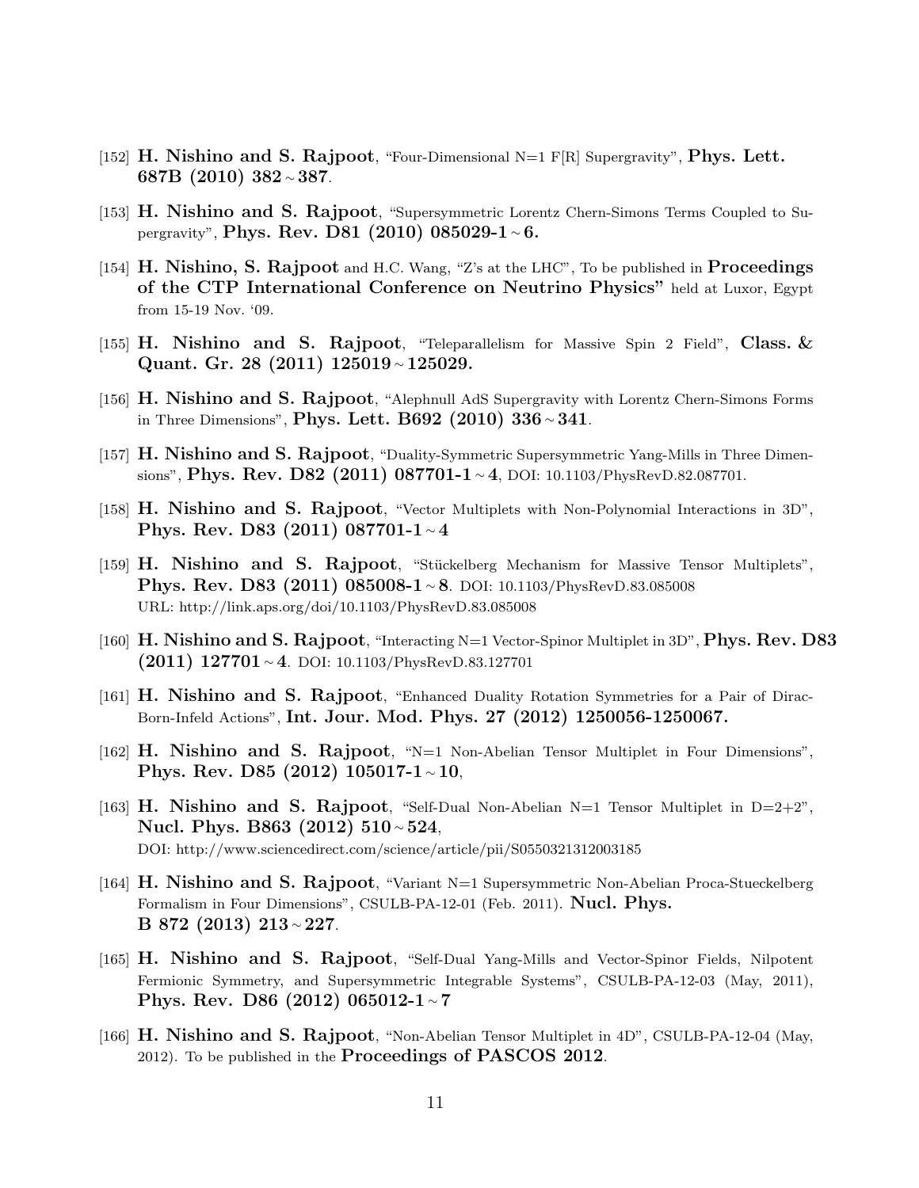[152] **H. Nishino and S. Rajpoot**, "Four-Dimensional N=1 F[R] Supergravity", **Phys. Lett. 687B (2010) 382 ~ 387**.

[153] **H. Nishino and S. Rajpoot**, "Supersymmetric Lorentz Chern-Simons Terms Coupled to Supergravity", **Phys. Rev. D81 (2010) 085029-1 ~ 6.**

[154] **H. Nishino, S. Rajpoot** and H.C. Wang, "Z's at the LHC", To be published in **Proceedings of the CTP International Conference on Neutrino Physics"** held at Luxor, Egypt from 15-19 Nov. '09.

[155] **H. Nishino and S. Rajpoot**, "Teleparallelism for Massive Spin 2 Field", **Class. & Quant. Gr. 28 (2011) 125019 ~ 125029.**

[156] **H. Nishino and S. Rajpoot**, "Alephnull AdS Supergravity with Lorentz Chern-Simons Forms in Three Dimensions", **Phys. Lett. B692 (2010) 336 ~ 341**.

[157] **H. Nishino and S. Rajpoot**, "Duality-Symmetric Supersymmetric Yang-Mills in Three Dimensions", **Phys. Rev. D82 (2011) 087701-1 ~ 4**, DOI: 10.1103/PhysRevD.82.087701.

[158] **H. Nishino and S. Rajpoot**, "Vector Multiplets with Non-Polynomial Interactions in 3D", **Phys. Rev. D83 (2011) 087701-1 ~ 4**

[159] **H. Nishino and S. Rajpoot**, "Stückelberg Mechanism for Massive Tensor Multiplets", **Phys. Rev. D83 (2011) 085008-1 ~ 8**. DOI: 10.1103/PhysRevD.83.085008 URL: http://link.aps.org/doi/10.1103/PhysRevD.83.085008

[160] **H. Nishino and S. Rajpoot**, "Interacting N=1 Vector-Spinor Multiplet in 3D", **Phys. Rev. D83 (2011) 127701 ~ 4**. DOI: 10.1103/PhysRevD.83.127701

[161] **H. Nishino and S. Rajpoot**, "Enhanced Duality Rotation Symmetries for a Pair of Dirac-Born-Infeld Actions", **Int. Jour. Mod. Phys. 27 (2012) 1250056-1250067.**

[162] **H. Nishino and S. Rajpoot**, "N=1 Non-Abelian Tensor Multiplet in Four Dimensions", **Phys. Rev. D85 (2012) 105017-1 ~ 10**,

[163] **H. Nishino and S. Rajpoot**, "Self-Dual Non-Abelian N=1 Tensor Multiplet in D=2+2", **Nucl. Phys. B863 (2012) 510 ~ 524**, DOI: http://www.sciencedirect.com/science/article/pii/S0550321312003185

[164] **H. Nishino and S. Rajpoot**, "Variant N=1 Supersymmetric Non-Abelian Proca-Stueckelberg Formalism in Four Dimensions", CSULB-PA-12-01 (Feb. 2011). **Nucl. Phys. B 872 (2013) 213 ~ 227**.

[165] **H. Nishino and S. Rajpoot**, "Self-Dual Yang-Mills and Vector-Spinor Fields, Nilpotent Fermionic Symmetry, and Supersymmetric Integrable Systems", CSULB-PA-12-03 (May, 2011), **Phys. Rev. D86 (2012) 065012-1 ~ 7**

[166] **H. Nishino and S. Rajpoot**, "Non-Abelian Tensor Multiplet in 4D", CSULB-PA-12-04 (May, 2012). To be published in the **Proceedings of PASCOS 2012**.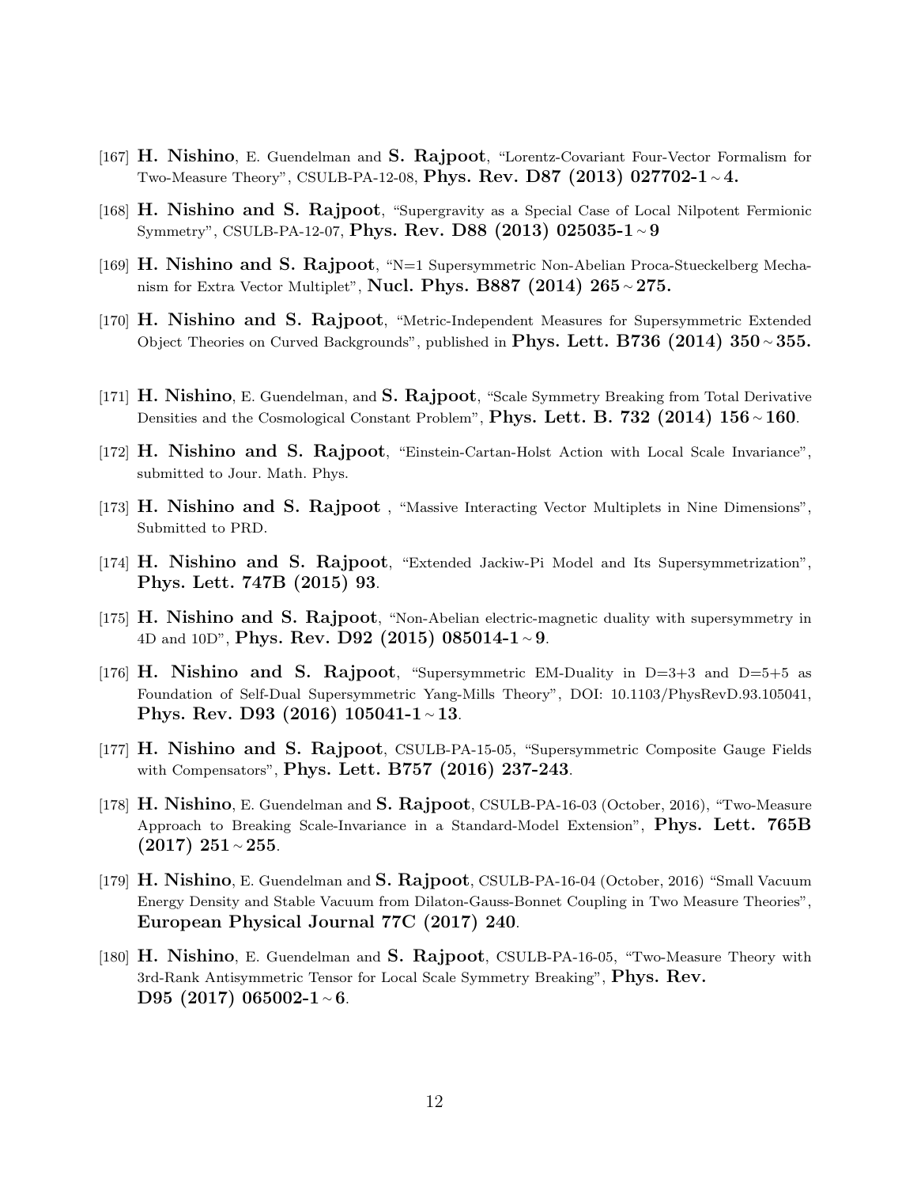[167] **H. Nishino**, E. Guendelman and **S. Rajpoot**, "Lorentz-Covariant Four-Vector Formalism for Two-Measure Theory", CSULB-PA-12-08, **Phys. Rev. D87 (2013) 027702-1 ~ 4.**

[168] **H. Nishino and S. Rajpoot**, "Supergravity as a Special Case of Local Nilpotent Fermionic Symmetry", CSULB-PA-12-07, **Phys. Rev. D88 (2013) 025035-1 ~ 9**

[169] **H. Nishino and S. Rajpoot**, "N=1 Supersymmetric Non-Abelian Proca-Stueckelberg Mechanism for Extra Vector Multiplet", **Nucl. Phys. B887 (2014) 265 ~ 275.**

[170] **H. Nishino and S. Rajpoot**, "Metric-Independent Measures for Supersymmetric Extended Object Theories on Curved Backgrounds", published in **Phys. Lett. B736 (2014) 350 ~ 355.**

[171] **H. Nishino**, E. Guendelman, and **S. Rajpoot**, "Scale Symmetry Breaking from Total Derivative Densities and the Cosmological Constant Problem", **Phys. Lett. B. 732 (2014) 156 ~ 160**.

[172] **H. Nishino and S. Rajpoot**, "Einstein-Cartan-Holst Action with Local Scale Invariance", submitted to Jour. Math. Phys.

[173] **H. Nishino and S. Rajpoot** , "Massive Interacting Vector Multiplets in Nine Dimensions", Submitted to PRD.

[174] **H. Nishino and S. Rajpoot**, "Extended Jackiw-Pi Model and Its Supersymmetrization", **Phys. Lett. 747B (2015) 93**.

[175] **H. Nishino and S. Rajpoot**, "Non-Abelian electric-magnetic duality with supersymmetry in 4D and 10D", **Phys. Rev. D92 (2015) 085014-1 ~ 9**.

[176] **H. Nishino and S. Rajpoot**, "Supersymmetric EM-Duality in D=3+3 and D=5+5 as Foundation of Self-Dual Supersymmetric Yang-Mills Theory", DOI: 10.1103/PhysRevD.93.105041, **Phys. Rev. D93 (2016) 105041-1 ~ 13**.

[177] **H. Nishino and S. Rajpoot**, CSULB-PA-15-05, "Supersymmetric Composite Gauge Fields with Compensators", **Phys. Lett. B757 (2016) 237-243**.

[178] **H. Nishino**, E. Guendelman and **S. Rajpoot**, CSULB-PA-16-03 (October, 2016), "Two-Measure Approach to Breaking Scale-Invariance in a Standard-Model Extension", **Phys. Lett. 765B (2017) 251 ~ 255**.

[179] **H. Nishino**, E. Guendelman and **S. Rajpoot**, CSULB-PA-16-04 (October, 2016) "Small Vacuum Energy Density and Stable Vacuum from Dilaton-Gauss-Bonnet Coupling in Two Measure Theories", **European Physical Journal 77C (2017) 240**.

[180] **H. Nishino**, E. Guendelman and **S. Rajpoot**, CSULB-PA-16-05, "Two-Measure Theory with 3rd-Rank Antisymmetric Tensor for Local Scale Symmetry Breaking", **Phys. Rev. D95 (2017) 065002-1 ~ 6**.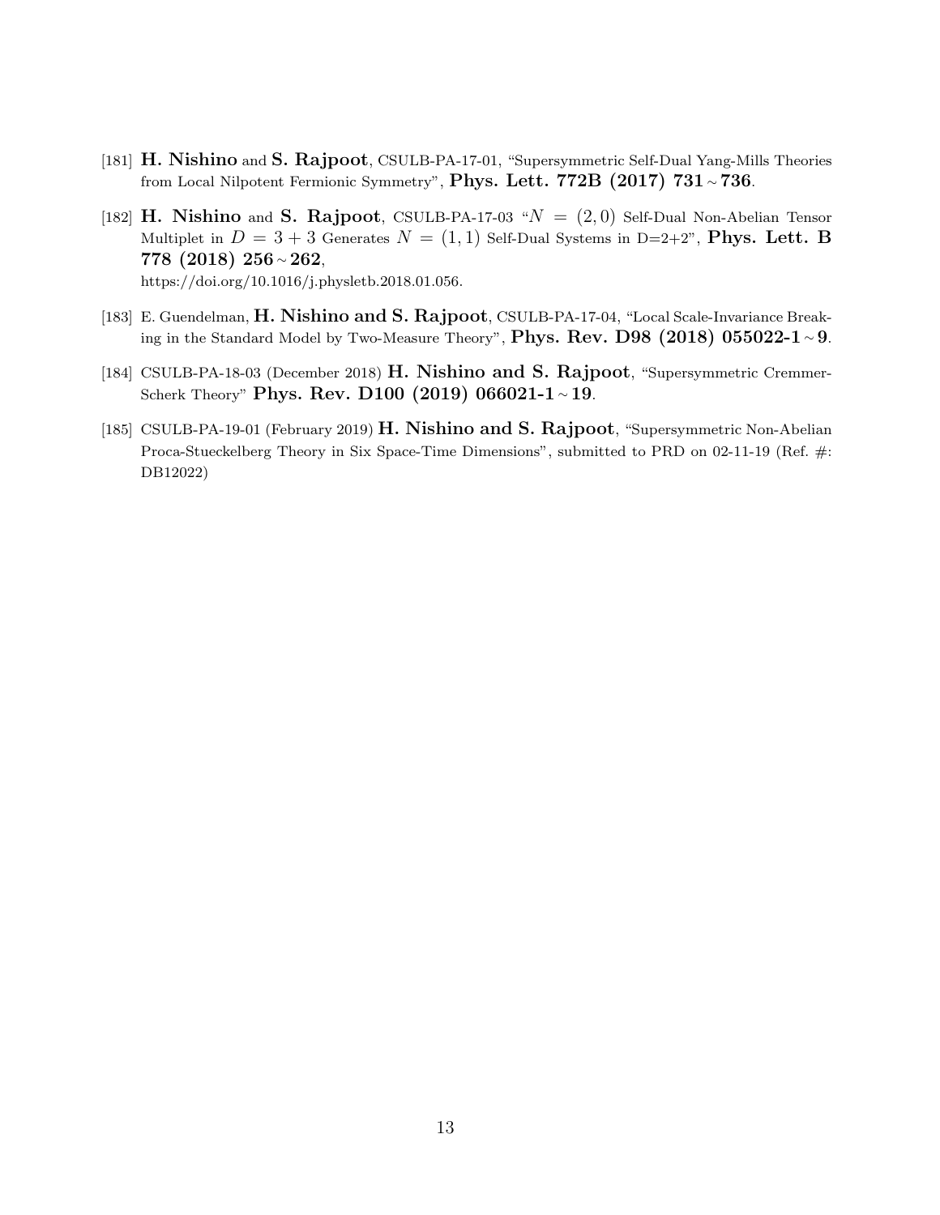[181] **H. Nishino** and **S. Rajpoot**, CSULB-PA-17-01, "Supersymmetric Self-Dual Yang-Mills Theories from Local Nilpotent Fermionic Symmetry", **Phys. Lett. 772B (2017) 731 ~ 736**.

[182] **H. Nishino** and **S. Rajpoot**, CSULB-PA-17-03 "$N = (2, 0)$ Self-Dual Non-Abelian Tensor Multiplet in $D = 3 + 3$ Generates $N = (1, 1)$ Self-Dual Systems in D=2+2", **Phys. Lett. B 778 (2018) 256 ~ 262**,
https://doi.org/10.1016/j.physletb.2018.01.056.

[183] E. Guendelman, **H. Nishino and S. Rajpoot**, CSULB-PA-17-04, "Local Scale-Invariance Breaking in the Standard Model by Two-Measure Theory", **Phys. Rev. D98 (2018) 055022-1 ~ 9**.

[184] CSULB-PA-18-03 (December 2018) **H. Nishino and S. Rajpoot**, "Supersymmetric Cremmer-Scherk Theory" **Phys. Rev. D100 (2019) 066021-1 ~ 19**.

[185] CSULB-PA-19-01 (February 2019) **H. Nishino and S. Rajpoot**, "Supersymmetric Non-Abelian Proca-Stueckelberg Theory in Six Space-Time Dimensions", submitted to PRD on 02-11-19 (Ref. #: DB12022)